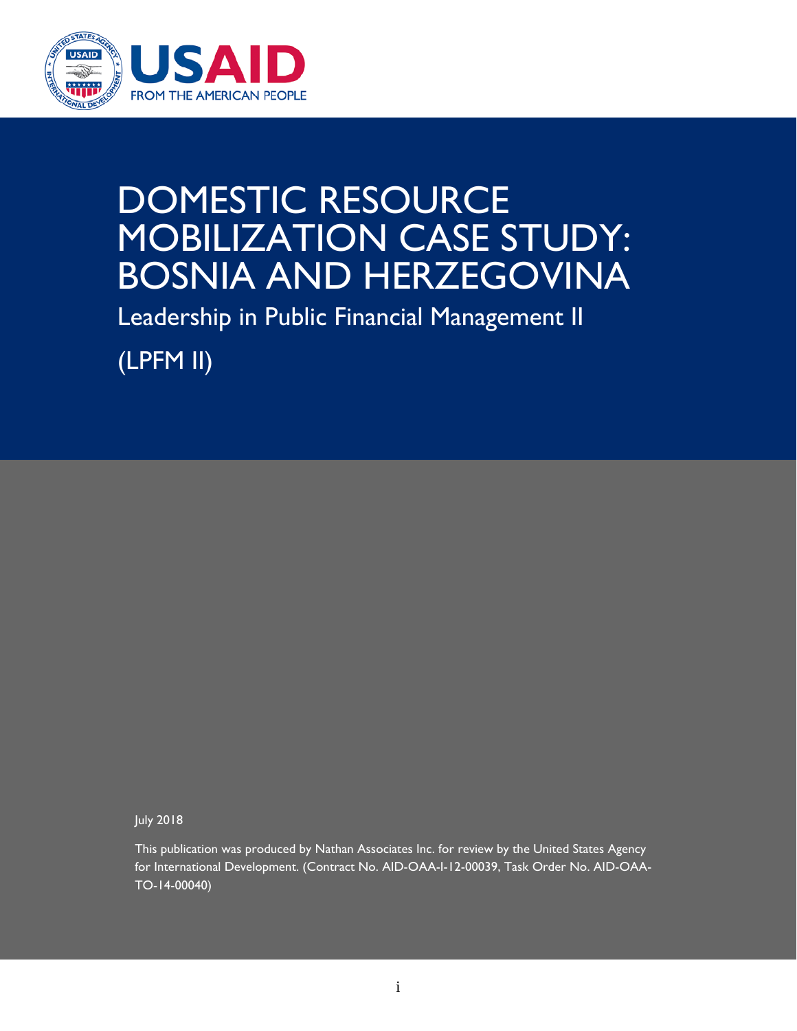USAID

FROM THE AMERICAN PEOPLE

# DOMESTIC RESOURCE MOBILIZATION CASE STUDY: BOSNIA AND HERZEGOVINA

## Leadership in Public Financial Management II

## (LPFM II)

July 2018

This publication was produced by Nathan Associates Inc. for review by the United States Agency for International Development. (Contract No. AID-OAA-I-12-00039, Task Order No. AID-OAA-TO-14-00040)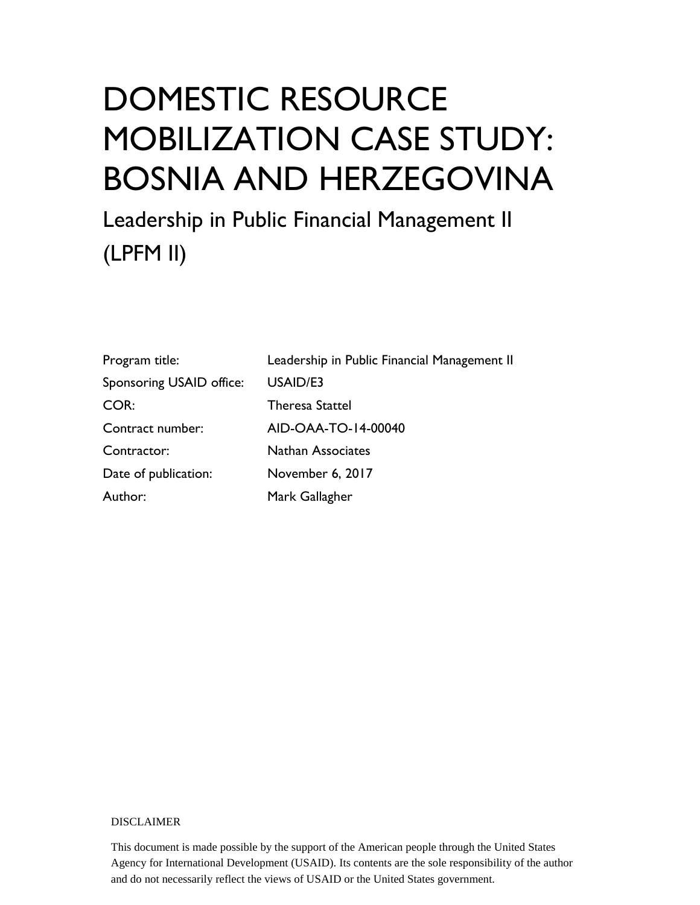# DOMESTIC RESOURCE MOBILIZATION CASE STUDY: BOSNIA AND HERZEGOVINA

## Leadership in Public Financial Management II (LPFM II)

| | |
|---|---|
| Program title: | Leadership in Public Financial Management II |
| Sponsoring USAID office: | USAID/E3 |
| COR: | Theresa Stattel |
| Contract number: | AID-OAA-TO-14-00040 |
| Contractor: | Nathan Associates |
| Date of publication: | November 6, 2017 |
| Author: | Mark Gallagher |

DISCLAIMER

This document is made possible by the support of the American people through the United States Agency for International Development (USAID). Its contents are the sole responsibility of the author and do not necessarily reflect the views of USAID or the United States government.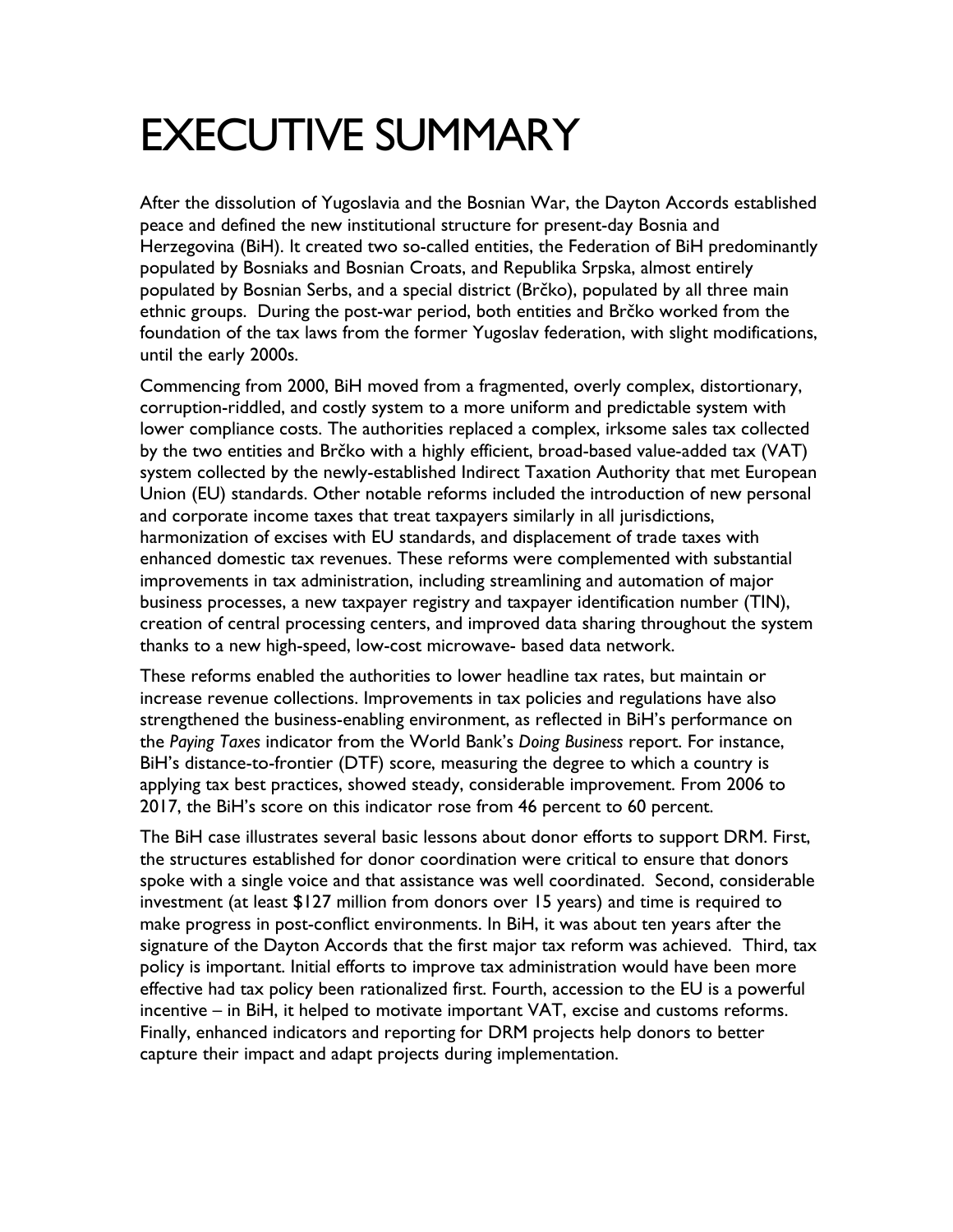# EXECUTIVE SUMMARY

After the dissolution of Yugoslavia and the Bosnian War, the Dayton Accords established peace and defined the new institutional structure for present-day Bosnia and Herzegovina (BiH). It created two so-called entities, the Federation of BiH predominantly populated by Bosniaks and Bosnian Croats, and Republika Srpska, almost entirely populated by Bosnian Serbs, and a special district (Brčko), populated by all three main ethnic groups. During the post-war period, both entities and Brčko worked from the foundation of the tax laws from the former Yugoslav federation, with slight modifications, until the early 2000s.

Commencing from 2000, BiH moved from a fragmented, overly complex, distortionary, corruption-riddled, and costly system to a more uniform and predictable system with lower compliance costs. The authorities replaced a complex, irksome sales tax collected by the two entities and Brčko with a highly efficient, broad-based value-added tax (VAT) system collected by the newly-established Indirect Taxation Authority that met European Union (EU) standards. Other notable reforms included the introduction of new personal and corporate income taxes that treat taxpayers similarly in all jurisdictions, harmonization of excises with EU standards, and displacement of trade taxes with enhanced domestic tax revenues. These reforms were complemented with substantial improvements in tax administration, including streamlining and automation of major business processes, a new taxpayer registry and taxpayer identification number (TIN), creation of central processing centers, and improved data sharing throughout the system thanks to a new high-speed, low-cost microwave- based data network.

These reforms enabled the authorities to lower headline tax rates, but maintain or increase revenue collections. Improvements in tax policies and regulations have also strengthened the business-enabling environment, as reflected in BiH's performance on the *Paying Taxes* indicator from the World Bank's *Doing Business* report. For instance, BiH's distance-to-frontier (DTF) score, measuring the degree to which a country is applying tax best practices, showed steady, considerable improvement. From 2006 to 2017, the BiH's score on this indicator rose from 46 percent to 60 percent.

The BiH case illustrates several basic lessons about donor efforts to support DRM. First, the structures established for donor coordination were critical to ensure that donors spoke with a single voice and that assistance was well coordinated. Second, considerable investment (at least $127 million from donors over 15 years) and time is required to make progress in post-conflict environments. In BiH, it was about ten years after the signature of the Dayton Accords that the first major tax reform was achieved. Third, tax policy is important. Initial efforts to improve tax administration would have been more effective had tax policy been rationalized first. Fourth, accession to the EU is a powerful incentive – in BiH, it helped to motivate important VAT, excise and customs reforms. Finally, enhanced indicators and reporting for DRM projects help donors to better capture their impact and adapt projects during implementation.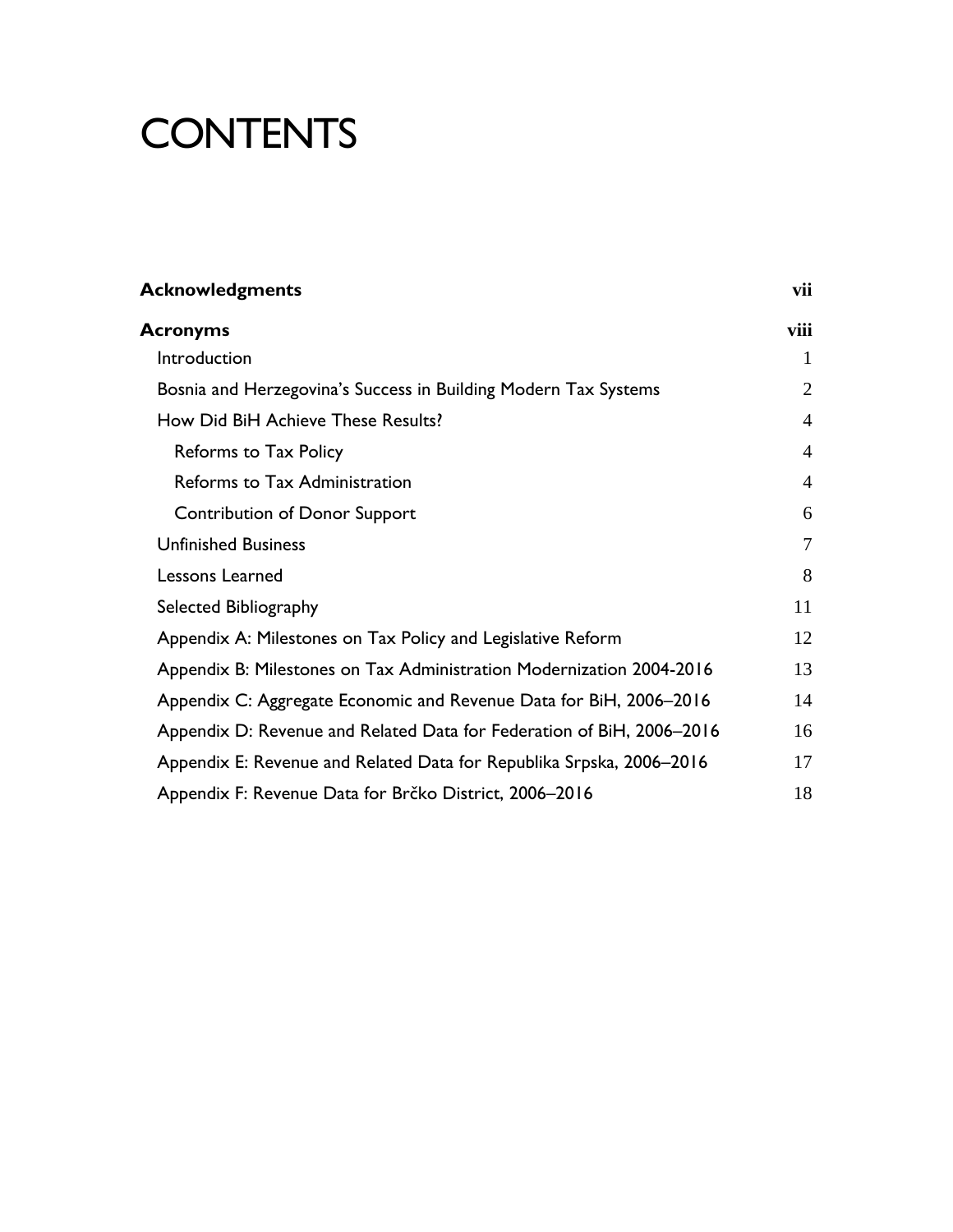# CONTENTS

| | |
|---|---|
| **Acknowledgments** | **vii** |
| **Acronyms** | **viii** |
| Introduction | 1 |
| Bosnia and Herzegovina's Success in Building Modern Tax Systems | 2 |
| How Did BiH Achieve These Results? | 4 |
| Reforms to Tax Policy | 4 |
| Reforms to Tax Administration | 4 |
| Contribution of Donor Support | 6 |
| Unfinished Business | 7 |
| Lessons Learned | 8 |
| Selected Bibliography | 11 |
| Appendix A: Milestones on Tax Policy and Legislative Reform | 12 |
| Appendix B: Milestones on Tax Administration Modernization 2004-2016 | 13 |
| Appendix C: Aggregate Economic and Revenue Data for BiH, 2006–2016 | 14 |
| Appendix D: Revenue and Related Data for Federation of BiH, 2006–2016 | 16 |
| Appendix E: Revenue and Related Data for Republika Srpska, 2006–2016 | 17 |
| Appendix F: Revenue Data for Brčko District, 2006–2016 | 18 |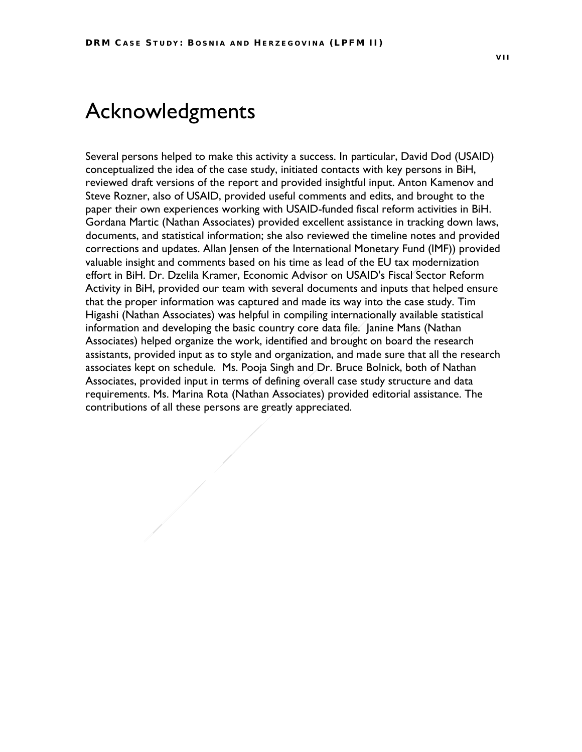# Acknowledgments

Several persons helped to make this activity a success. In particular, David Dod (USAID) conceptualized the idea of the case study, initiated contacts with key persons in BiH, reviewed draft versions of the report and provided insightful input. Anton Kamenov and Steve Rozner, also of USAID, provided useful comments and edits, and brought to the paper their own experiences working with USAID-funded fiscal reform activities in BiH. Gordana Martic (Nathan Associates) provided excellent assistance in tracking down laws, documents, and statistical information; she also reviewed the timeline notes and provided corrections and updates. Allan Jensen of the International Monetary Fund (IMF)) provided valuable insight and comments based on his time as lead of the EU tax modernization effort in BiH. Dr. Dzelila Kramer, Economic Advisor on USAID's Fiscal Sector Reform Activity in BiH, provided our team with several documents and inputs that helped ensure that the proper information was captured and made its way into the case study. Tim Higashi (Nathan Associates) was helpful in compiling internationally available statistical information and developing the basic country core data file. Janine Mans (Nathan Associates) helped organize the work, identified and brought on board the research assistants, provided input as to style and organization, and made sure that all the research associates kept on schedule. Ms. Pooja Singh and Dr. Bruce Bolnick, both of Nathan Associates, provided input in terms of defining overall case study structure and data requirements. Ms. Marina Rota (Nathan Associates) provided editorial assistance. The contributions of all these persons are greatly appreciated.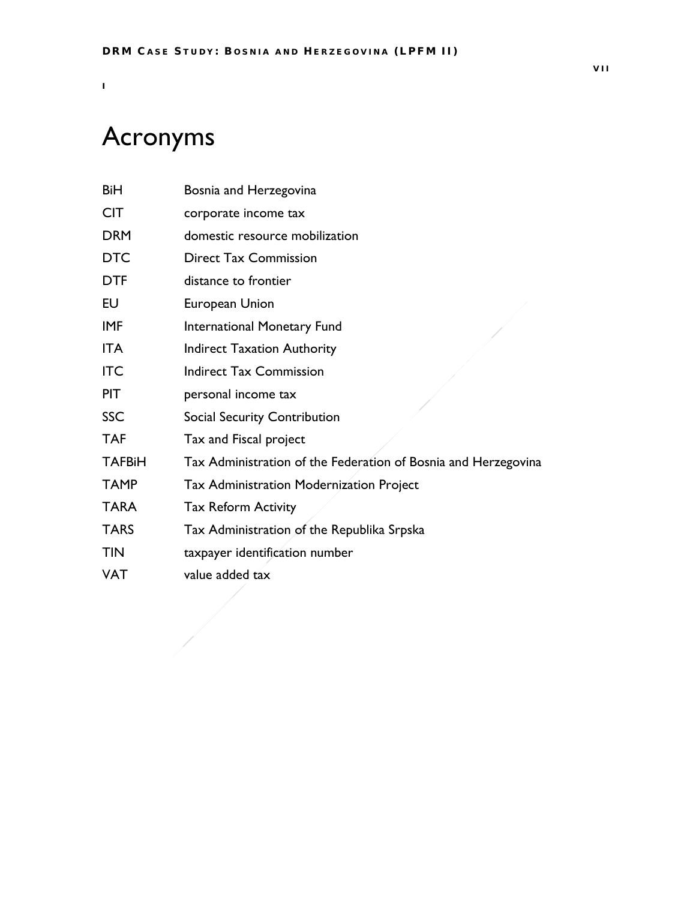# Acronyms

| | |
|---|---|
| BiH | Bosnia and Herzegovina |
| CIT | corporate income tax |
| DRM | domestic resource mobilization |
| DTC | Direct Tax Commission |
| DTF | distance to frontier |
| EU | European Union |
| IMF | International Monetary Fund |
| ITA | Indirect Taxation Authority |
| ITC | Indirect Tax Commission |
| PIT | personal income tax |
| SSC | Social Security Contribution |
| TAF | Tax and Fiscal project |
| TAFBiH | Tax Administration of the Federation of Bosnia and Herzegovina |
| TAMP | Tax Administration Modernization Project |
| TARA | Tax Reform Activity |
| TARS | Tax Administration of the Republika Srpska |
| TIN | taxpayer identification number |
| VAT | value added tax |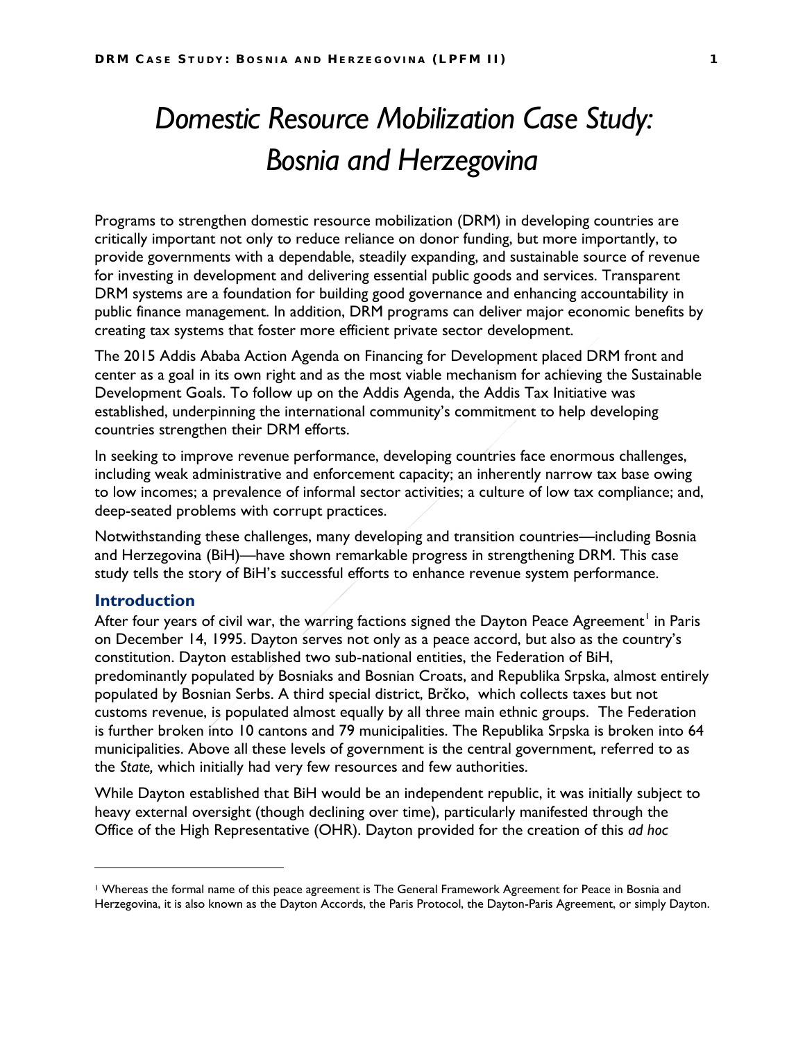# Domestic Resource Mobilization Case Study: Bosnia and Herzegovina

Programs to strengthen domestic resource mobilization (DRM) in developing countries are critically important not only to reduce reliance on donor funding, but more importantly, to provide governments with a dependable, steadily expanding, and sustainable source of revenue for investing in development and delivering essential public goods and services. Transparent DRM systems are a foundation for building good governance and enhancing accountability in public finance management. In addition, DRM programs can deliver major economic benefits by creating tax systems that foster more efficient private sector development.

The 2015 Addis Ababa Action Agenda on Financing for Development placed DRM front and center as a goal in its own right and as the most viable mechanism for achieving the Sustainable Development Goals. To follow up on the Addis Agenda, the Addis Tax Initiative was established, underpinning the international community's commitment to help developing countries strengthen their DRM efforts.

In seeking to improve revenue performance, developing countries face enormous challenges, including weak administrative and enforcement capacity; an inherently narrow tax base owing to low incomes; a prevalence of informal sector activities; a culture of low tax compliance; and, deep-seated problems with corrupt practices.

Notwithstanding these challenges, many developing and transition countries—including Bosnia and Herzegovina (BiH)—have shown remarkable progress in strengthening DRM. This case study tells the story of BiH's successful efforts to enhance revenue system performance.

## Introduction

After four years of civil war, the warring factions signed the Dayton Peace Agreement[1] in Paris on December 14, 1995. Dayton serves not only as a peace accord, but also as the country's constitution. Dayton established two sub-national entities, the Federation of BiH, predominantly populated by Bosniaks and Bosnian Croats, and Republika Srpska, almost entirely populated by Bosnian Serbs. A third special district, Brčko, which collects taxes but not customs revenue, is populated almost equally by all three main ethnic groups. The Federation is further broken into 10 cantons and 79 municipalities. The Republika Srpska is broken into 64 municipalities. Above all these levels of government is the central government, referred to as the *State,* which initially had very few resources and few authorities.

While Dayton established that BiH would be an independent republic, it was initially subject to heavy external oversight (though declining over time), particularly manifested through the Office of the High Representative (OHR). Dayton provided for the creation of this *ad hoc*

[1] Whereas the formal name of this peace agreement is The General Framework Agreement for Peace in Bosnia and Herzegovina, it is also known as the Dayton Accords, the Paris Protocol, the Dayton-Paris Agreement, or simply Dayton.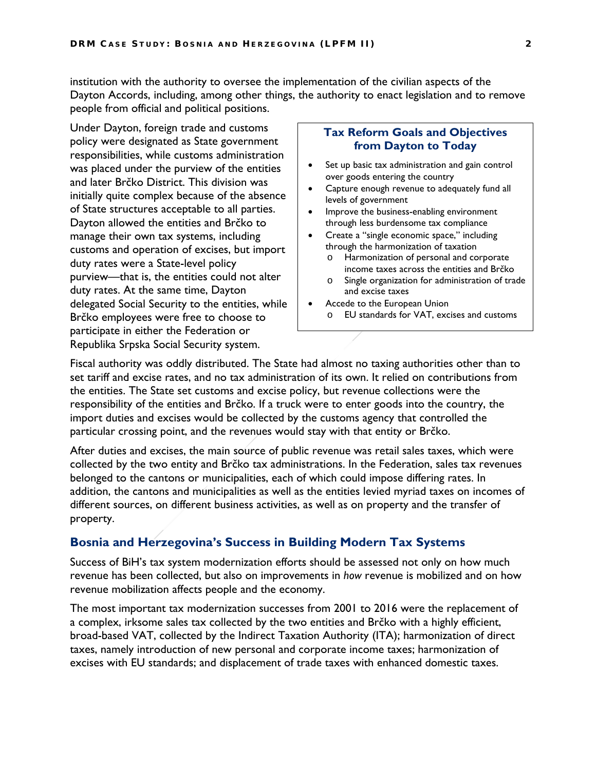institution with the authority to oversee the implementation of the civilian aspects of the Dayton Accords, including, among other things, the authority to enact legislation and to remove people from official and political positions.

Under Dayton, foreign trade and customs policy were designated as State government responsibilities, while customs administration was placed under the purview of the entities and later Brčko District. This division was initially quite complex because of the absence of State structures acceptable to all parties. Dayton allowed the entities and Brčko to manage their own tax systems, including customs and operation of excises, but import duty rates were a State-level policy purview—that is, the entities could not alter duty rates. At the same time, Dayton delegated Social Security to the entities, while Brčko employees were free to choose to participate in either the Federation or Republika Srpska Social Security system.

> **Tax Reform Goals and Objectives from Dayton to Today**
>
> - Set up basic tax administration and gain control over goods entering the country
> - Capture enough revenue to adequately fund all levels of government
> - Improve the business-enabling environment through less burdensome tax compliance
> - Create a "single economic space," including through the harmonization of taxation
>     - Harmonization of personal and corporate income taxes across the entities and Brčko
>     - Single organization for administration of trade and excise taxes
> - Accede to the European Union
>     - EU standards for VAT, excises and customs

Fiscal authority was oddly distributed. The State had almost no taxing authorities other than to set tariff and excise rates, and no tax administration of its own. It relied on contributions from the entities. The State set customs and excise policy, but revenue collections were the responsibility of the entities and Brčko. If a truck were to enter goods into the country, the import duties and excises would be collected by the customs agency that controlled the particular crossing point, and the revenues would stay with that entity or Brčko.

After duties and excises, the main source of public revenue was retail sales taxes, which were collected by the two entity and Brčko tax administrations. In the Federation, sales tax revenues belonged to the cantons or municipalities, each of which could impose differing rates. In addition, the cantons and municipalities as well as the entities levied myriad taxes on incomes of different sources, on different business activities, as well as on property and the transfer of property.

## Bosnia and Herzegovina's Success in Building Modern Tax Systems

Success of BiH's tax system modernization efforts should be assessed not only on how much revenue has been collected, but also on improvements in *how* revenue is mobilized and on how revenue mobilization affects people and the economy.

The most important tax modernization successes from 2001 to 2016 were the replacement of a complex, irksome sales tax collected by the two entities and Brčko with a highly efficient, broad-based VAT, collected by the Indirect Taxation Authority (ITA); harmonization of direct taxes, namely introduction of new personal and corporate income taxes; harmonization of excises with EU standards; and displacement of trade taxes with enhanced domestic taxes.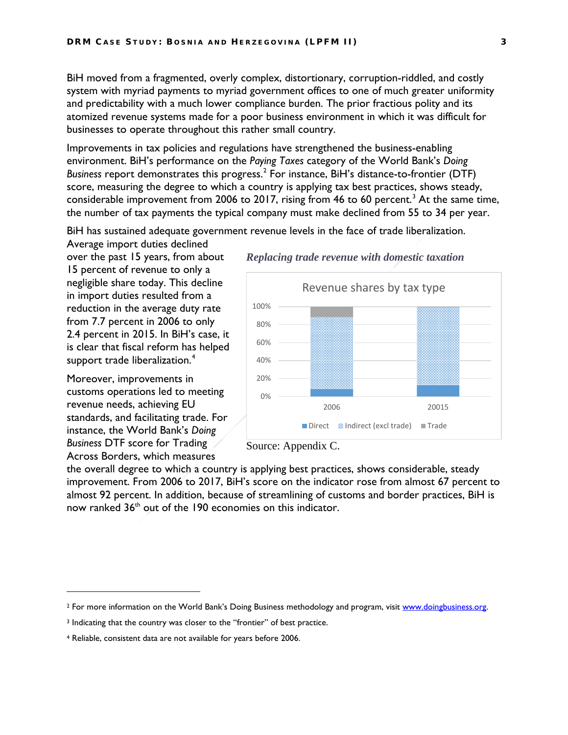BiH moved from a fragmented, overly complex, distortionary, corruption-riddled, and costly system with myriad payments to myriad government offices to one of much greater uniformity and predictability with a much lower compliance burden. The prior fractious polity and its atomized revenue systems made for a poor business environment in which it was difficult for businesses to operate throughout this rather small country.

Improvements in tax policies and regulations have strengthened the business-enabling environment. BiH's performance on the *Paying Taxes* category of the World Bank's *Doing Business* report demonstrates this progress.[2] For instance, BiH's distance-to-frontier (DTF) score, measuring the degree to which a country is applying tax best practices, shows steady, considerable improvement from 2006 to 2017, rising from 46 to 60 percent.[3] At the same time, the number of tax payments the typical company must make declined from 55 to 34 per year.

BiH has sustained adequate government revenue levels in the face of trade liberalization. Average import duties declined over the past 15 years, from about 15 percent of revenue to only a negligible share today. This decline in import duties resulted from a reduction in the average duty rate from 7.7 percent in 2006 to only 2.4 percent in 2015. In BiH's case, it is clear that fiscal reform has helped support trade liberalization.[4]

***Replacing trade revenue with domestic taxation***

Revenue shares by tax type

(Stacked bar chart, 0%–100%: 2006 and 20015; legend: Direct, Indirect (excl trade), Trade)

Source: Appendix C.

Moreover, improvements in customs operations led to meeting revenue needs, achieving EU standards, and facilitating trade. For instance, the World Bank's *Doing Business* DTF score for Trading Across Borders, which measures the overall degree to which a country is applying best practices, shows considerable, steady improvement. From 2006 to 2017, BiH's score on the indicator rose from almost 67 percent to almost 92 percent. In addition, because of streamlining of customs and border practices, BiH is now ranked 36th out of the 190 economies on this indicator.

---

[2] For more information on the World Bank's Doing Business methodology and program, visit www.doingbusiness.org.

[3] Indicating that the country was closer to the "frontier" of best practice.

[4] Reliable, consistent data are not available for years before 2006.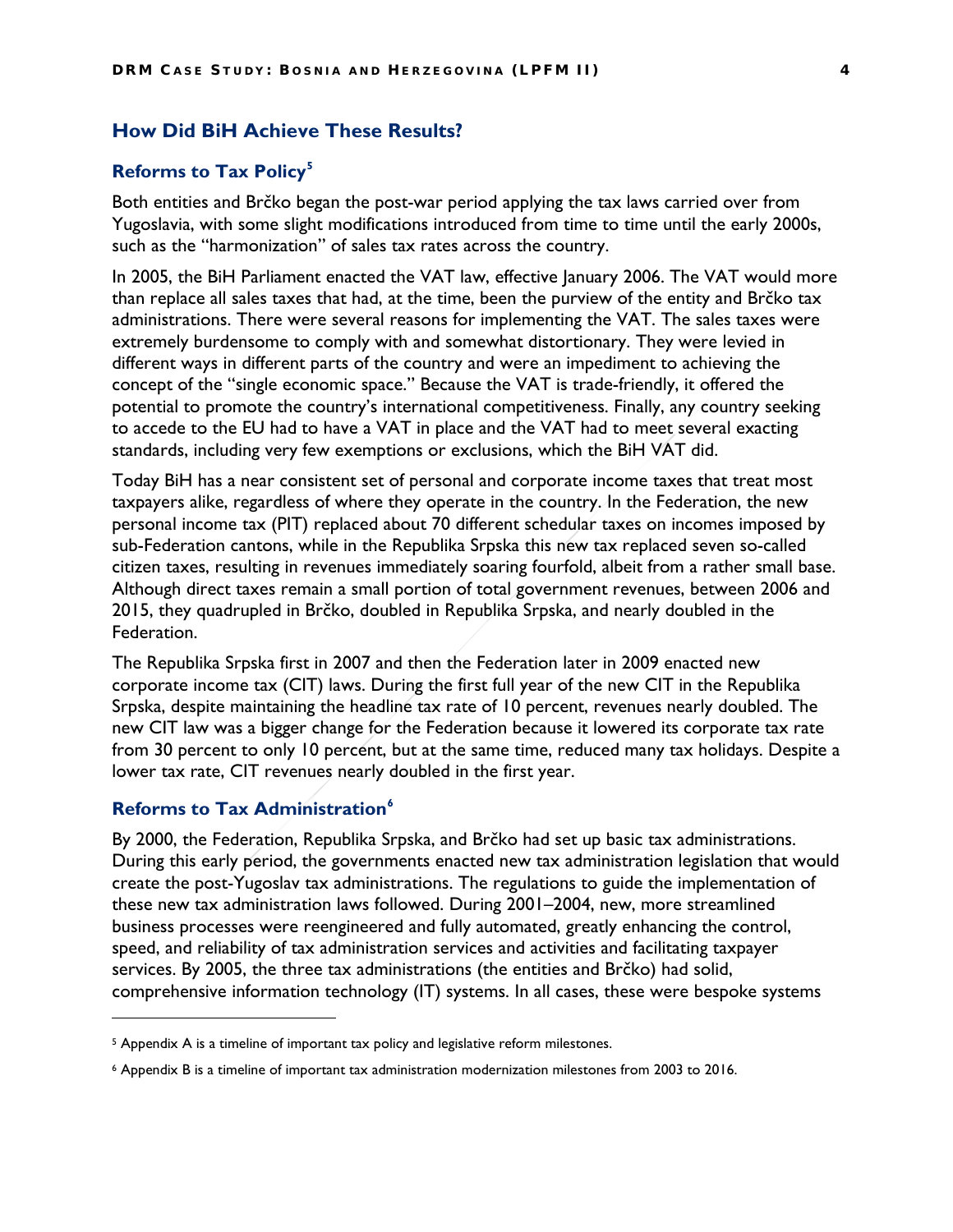## How Did BiH Achieve These Results?

### Reforms to Tax Policy[5]

Both entities and Brčko began the post-war period applying the tax laws carried over from Yugoslavia, with some slight modifications introduced from time to time until the early 2000s, such as the "harmonization" of sales tax rates across the country.

In 2005, the BiH Parliament enacted the VAT law, effective January 2006. The VAT would more than replace all sales taxes that had, at the time, been the purview of the entity and Brčko tax administrations. There were several reasons for implementing the VAT. The sales taxes were extremely burdensome to comply with and somewhat distortionary. They were levied in different ways in different parts of the country and were an impediment to achieving the concept of the "single economic space." Because the VAT is trade-friendly, it offered the potential to promote the country's international competitiveness. Finally, any country seeking to accede to the EU had to have a VAT in place and the VAT had to meet several exacting standards, including very few exemptions or exclusions, which the BiH VAT did.

Today BiH has a near consistent set of personal and corporate income taxes that treat most taxpayers alike, regardless of where they operate in the country. In the Federation, the new personal income tax (PIT) replaced about 70 different schedular taxes on incomes imposed by sub-Federation cantons, while in the Republika Srpska this new tax replaced seven so-called citizen taxes, resulting in revenues immediately soaring fourfold, albeit from a rather small base. Although direct taxes remain a small portion of total government revenues, between 2006 and 2015, they quadrupled in Brčko, doubled in Republika Srpska, and nearly doubled in the Federation.

The Republika Srpska first in 2007 and then the Federation later in 2009 enacted new corporate income tax (CIT) laws. During the first full year of the new CIT in the Republika Srpska, despite maintaining the headline tax rate of 10 percent, revenues nearly doubled. The new CIT law was a bigger change for the Federation because it lowered its corporate tax rate from 30 percent to only 10 percent, but at the same time, reduced many tax holidays. Despite a lower tax rate, CIT revenues nearly doubled in the first year.

### Reforms to Tax Administration[6]

By 2000, the Federation, Republika Srpska, and Brčko had set up basic tax administrations. During this early period, the governments enacted new tax administration legislation that would create the post-Yugoslav tax administrations. The regulations to guide the implementation of these new tax administration laws followed. During 2001–2004, new, more streamlined business processes were reengineered and fully automated, greatly enhancing the control, speed, and reliability of tax administration services and activities and facilitating taxpayer services. By 2005, the three tax administrations (the entities and Brčko) had solid, comprehensive information technology (IT) systems. In all cases, these were bespoke systems

---

[5] Appendix A is a timeline of important tax policy and legislative reform milestones.

[6] Appendix B is a timeline of important tax administration modernization milestones from 2003 to 2016.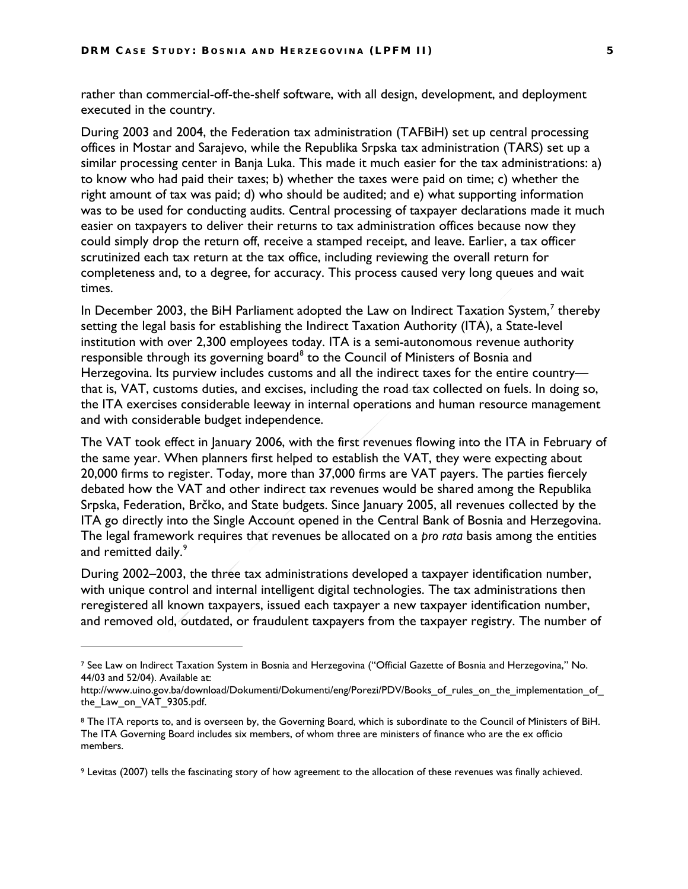rather than commercial-off-the-shelf software, with all design, development, and deployment executed in the country.

During 2003 and 2004, the Federation tax administration (TAFBiH) set up central processing offices in Mostar and Sarajevo, while the Republika Srpska tax administration (TARS) set up a similar processing center in Banja Luka. This made it much easier for the tax administrations: a) to know who had paid their taxes; b) whether the taxes were paid on time; c) whether the right amount of tax was paid; d) who should be audited; and e) what supporting information was to be used for conducting audits. Central processing of taxpayer declarations made it much easier on taxpayers to deliver their returns to tax administration offices because now they could simply drop the return off, receive a stamped receipt, and leave. Earlier, a tax officer scrutinized each tax return at the tax office, including reviewing the overall return for completeness and, to a degree, for accuracy. This process caused very long queues and wait times.

In December 2003, the BiH Parliament adopted the Law on Indirect Taxation System,[7] thereby setting the legal basis for establishing the Indirect Taxation Authority (ITA), a State-level institution with over 2,300 employees today. ITA is a semi-autonomous revenue authority responsible through its governing board[8] to the Council of Ministers of Bosnia and Herzegovina. Its purview includes customs and all the indirect taxes for the entire country—that is, VAT, customs duties, and excises, including the road tax collected on fuels. In doing so, the ITA exercises considerable leeway in internal operations and human resource management and with considerable budget independence.

The VAT took effect in January 2006, with the first revenues flowing into the ITA in February of the same year. When planners first helped to establish the VAT, they were expecting about 20,000 firms to register. Today, more than 37,000 firms are VAT payers. The parties fiercely debated how the VAT and other indirect tax revenues would be shared among the Republika Srpska, Federation, Brčko, and State budgets. Since January 2005, all revenues collected by the ITA go directly into the Single Account opened in the Central Bank of Bosnia and Herzegovina. The legal framework requires that revenues be allocated on a *pro rata* basis among the entities and remitted daily.[9]

During 2002–2003, the three tax administrations developed a taxpayer identification number, with unique control and internal intelligent digital technologies. The tax administrations then reregistered all known taxpayers, issued each taxpayer a new taxpayer identification number, and removed old, outdated, or fraudulent taxpayers from the taxpayer registry. The number of

---

[7] See Law on Indirect Taxation System in Bosnia and Herzegovina ("Official Gazette of Bosnia and Herzegovina," No. 44/03 and 52/04). Available at: http://www.uino.gov.ba/download/Dokumenti/Dokumenti/eng/Porezi/PDV/Books_of_rules_on_the_implementation_of_the_Law_on_VAT_9305.pdf.

[8] The ITA reports to, and is overseen by, the Governing Board, which is subordinate to the Council of Ministers of BiH. The ITA Governing Board includes six members, of whom three are ministers of finance who are the ex officio members.

[9] Levitas (2007) tells the fascinating story of how agreement to the allocation of these revenues was finally achieved.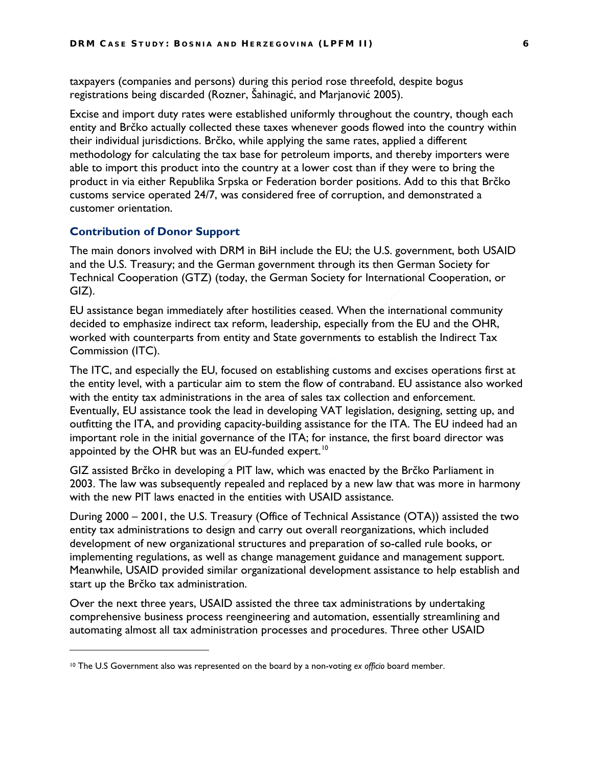taxpayers (companies and persons) during this period rose threefold, despite bogus registrations being discarded (Rozner, Šahinagić, and Marjanović 2005).

Excise and import duty rates were established uniformly throughout the country, though each entity and Brčko actually collected these taxes whenever goods flowed into the country within their individual jurisdictions. Brčko, while applying the same rates, applied a different methodology for calculating the tax base for petroleum imports, and thereby importers were able to import this product into the country at a lower cost than if they were to bring the product in via either Republika Srpska or Federation border positions. Add to this that Brčko customs service operated 24/7, was considered free of corruption, and demonstrated a customer orientation.

### Contribution of Donor Support

The main donors involved with DRM in BiH include the EU; the U.S. government, both USAID and the U.S. Treasury; and the German government through its then German Society for Technical Cooperation (GTZ) (today, the German Society for International Cooperation, or GIZ).

EU assistance began immediately after hostilities ceased. When the international community decided to emphasize indirect tax reform, leadership, especially from the EU and the OHR, worked with counterparts from entity and State governments to establish the Indirect Tax Commission (ITC).

The ITC, and especially the EU, focused on establishing customs and excises operations first at the entity level, with a particular aim to stem the flow of contraband. EU assistance also worked with the entity tax administrations in the area of sales tax collection and enforcement. Eventually, EU assistance took the lead in developing VAT legislation, designing, setting up, and outfitting the ITA, and providing capacity-building assistance for the ITA. The EU indeed had an important role in the initial governance of the ITA; for instance, the first board director was appointed by the OHR but was an EU-funded expert.[10]

GIZ assisted Brčko in developing a PIT law, which was enacted by the Brčko Parliament in 2003. The law was subsequently repealed and replaced by a new law that was more in harmony with the new PIT laws enacted in the entities with USAID assistance.

During 2000 – 2001, the U.S. Treasury (Office of Technical Assistance (OTA)) assisted the two entity tax administrations to design and carry out overall reorganizations, which included development of new organizational structures and preparation of so-called rule books, or implementing regulations, as well as change management guidance and management support. Meanwhile, USAID provided similar organizational development assistance to help establish and start up the Brčko tax administration.

Over the next three years, USAID assisted the three tax administrations by undertaking comprehensive business process reengineering and automation, essentially streamlining and automating almost all tax administration processes and procedures. Three other USAID

---

[10] The U.S Government also was represented on the board by a non-voting *ex officio* board member.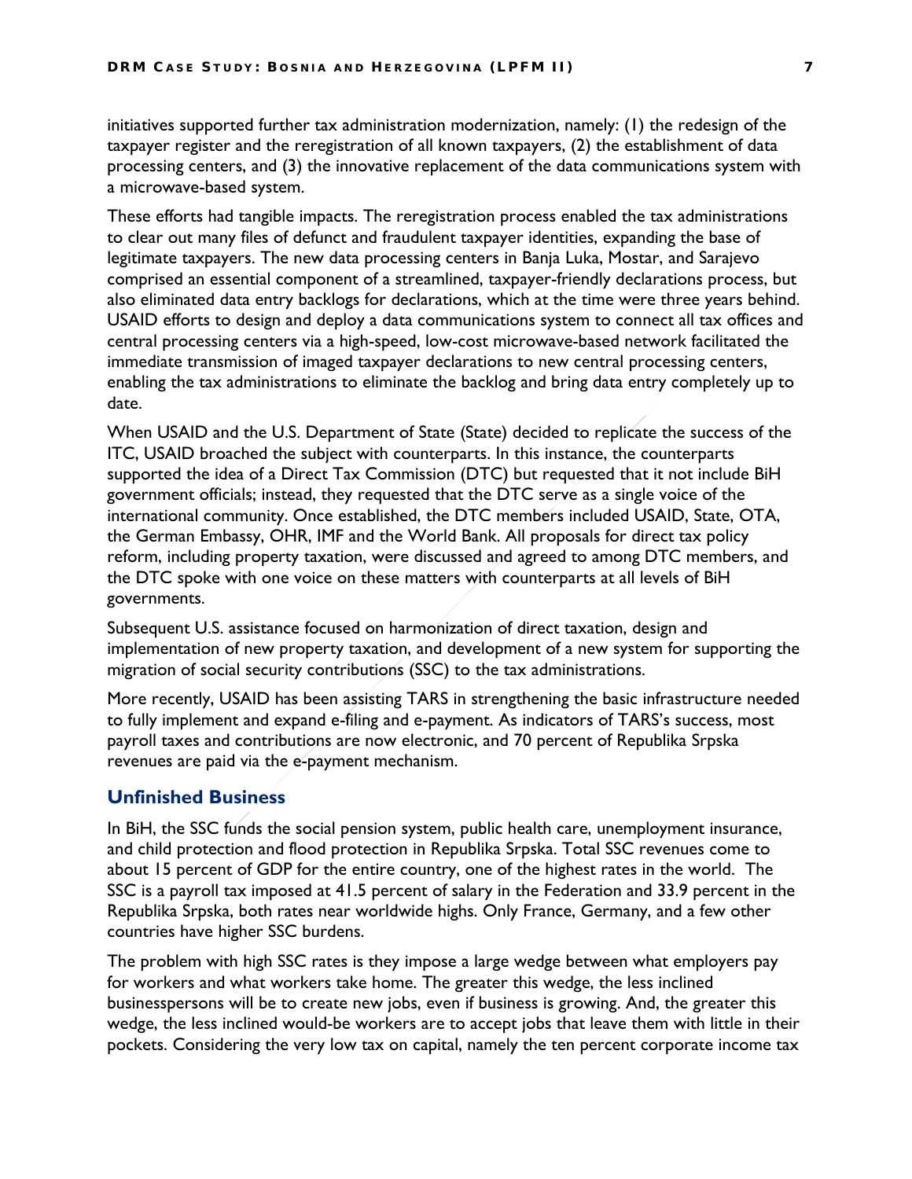initiatives supported further tax administration modernization, namely: (1) the redesign of the taxpayer register and the reregistration of all known taxpayers, (2) the establishment of data processing centers, and (3) the innovative replacement of the data communications system with a microwave-based system.

These efforts had tangible impacts. The reregistration process enabled the tax administrations to clear out many files of defunct and fraudulent taxpayer identities, expanding the base of legitimate taxpayers. The new data processing centers in Banja Luka, Mostar, and Sarajevo comprised an essential component of a streamlined, taxpayer-friendly declarations process, but also eliminated data entry backlogs for declarations, which at the time were three years behind. USAID efforts to design and deploy a data communications system to connect all tax offices and central processing centers via a high-speed, low-cost microwave-based network facilitated the immediate transmission of imaged taxpayer declarations to new central processing centers, enabling the tax administrations to eliminate the backlog and bring data entry completely up to date.

When USAID and the U.S. Department of State (State) decided to replicate the success of the ITC, USAID broached the subject with counterparts. In this instance, the counterparts supported the idea of a Direct Tax Commission (DTC) but requested that it not include BiH government officials; instead, they requested that the DTC serve as a single voice of the international community. Once established, the DTC members included USAID, State, OTA, the German Embassy, OHR, IMF and the World Bank. All proposals for direct tax policy reform, including property taxation, were discussed and agreed to among DTC members, and the DTC spoke with one voice on these matters with counterparts at all levels of BiH governments.

Subsequent U.S. assistance focused on harmonization of direct taxation, design and implementation of new property taxation, and development of a new system for supporting the migration of social security contributions (SSC) to the tax administrations.

More recently, USAID has been assisting TARS in strengthening the basic infrastructure needed to fully implement and expand e-filing and e-payment. As indicators of TARS's success, most payroll taxes and contributions are now electronic, and 70 percent of Republika Srpska revenues are paid via the e-payment mechanism.

## Unfinished Business

In BiH, the SSC funds the social pension system, public health care, unemployment insurance, and child protection and flood protection in Republika Srpska. Total SSC revenues come to about 15 percent of GDP for the entire country, one of the highest rates in the world. The SSC is a payroll tax imposed at 41.5 percent of salary in the Federation and 33.9 percent in the Republika Srpska, both rates near worldwide highs. Only France, Germany, and a few other countries have higher SSC burdens.

The problem with high SSC rates is they impose a large wedge between what employers pay for workers and what workers take home. The greater this wedge, the less inclined businesspersons will be to create new jobs, even if business is growing. And, the greater this wedge, the less inclined would-be workers are to accept jobs that leave them with little in their pockets. Considering the very low tax on capital, namely the ten percent corporate income tax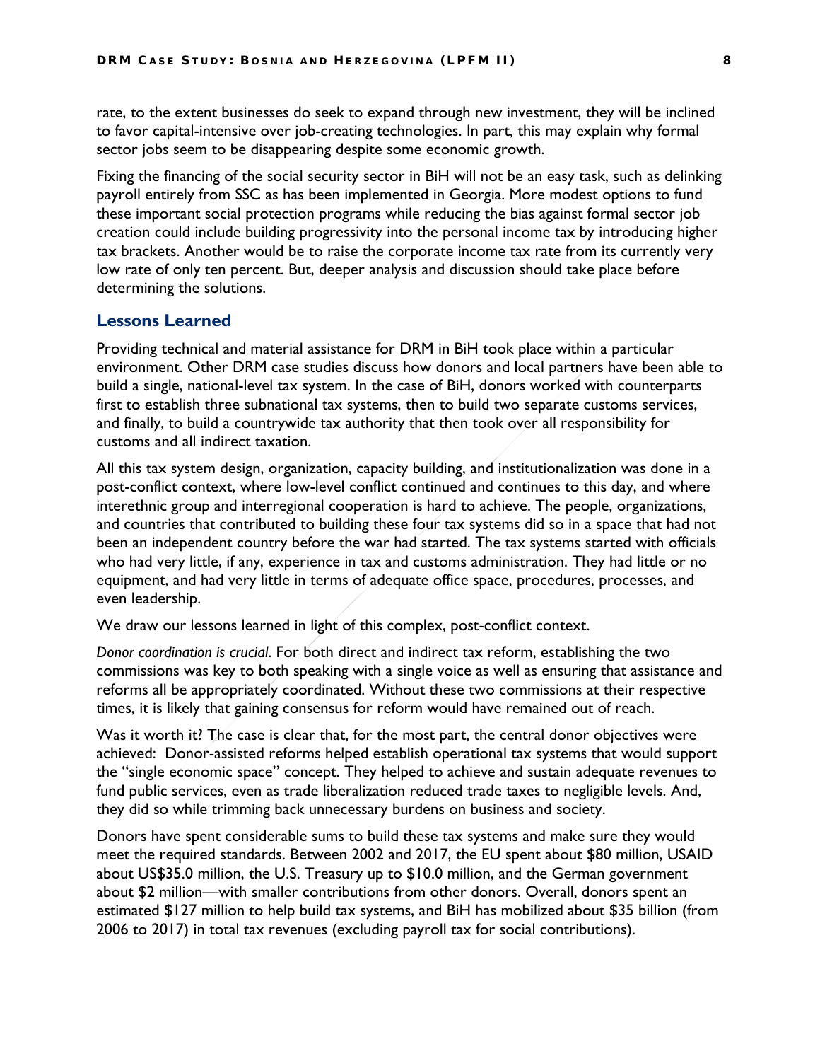rate, to the extent businesses do seek to expand through new investment, they will be inclined to favor capital-intensive over job-creating technologies. In part, this may explain why formal sector jobs seem to be disappearing despite some economic growth.

Fixing the financing of the social security sector in BiH will not be an easy task, such as delinking payroll entirely from SSC as has been implemented in Georgia. More modest options to fund these important social protection programs while reducing the bias against formal sector job creation could include building progressivity into the personal income tax by introducing higher tax brackets. Another would be to raise the corporate income tax rate from its currently very low rate of only ten percent. But, deeper analysis and discussion should take place before determining the solutions.

## Lessons Learned

Providing technical and material assistance for DRM in BiH took place within a particular environment. Other DRM case studies discuss how donors and local partners have been able to build a single, national-level tax system. In the case of BiH, donors worked with counterparts first to establish three subnational tax systems, then to build two separate customs services, and finally, to build a countrywide tax authority that then took over all responsibility for customs and all indirect taxation.

All this tax system design, organization, capacity building, and institutionalization was done in a post-conflict context, where low-level conflict continued and continues to this day, and where interethnic group and interregional cooperation is hard to achieve. The people, organizations, and countries that contributed to building these four tax systems did so in a space that had not been an independent country before the war had started. The tax systems started with officials who had very little, if any, experience in tax and customs administration. They had little or no equipment, and had very little in terms of adequate office space, procedures, processes, and even leadership.

We draw our lessons learned in light of this complex, post-conflict context.

*Donor coordination is crucial*. For both direct and indirect tax reform, establishing the two commissions was key to both speaking with a single voice as well as ensuring that assistance and reforms all be appropriately coordinated. Without these two commissions at their respective times, it is likely that gaining consensus for reform would have remained out of reach.

Was it worth it? The case is clear that, for the most part, the central donor objectives were achieved: Donor-assisted reforms helped establish operational tax systems that would support the "single economic space" concept. They helped to achieve and sustain adequate revenues to fund public services, even as trade liberalization reduced trade taxes to negligible levels. And, they did so while trimming back unnecessary burdens on business and society.

Donors have spent considerable sums to build these tax systems and make sure they would meet the required standards. Between 2002 and 2017, the EU spent about $80 million, USAID about US$35.0 million, the U.S. Treasury up to $10.0 million, and the German government about $2 million—with smaller contributions from other donors. Overall, donors spent an estimated $127 million to help build tax systems, and BiH has mobilized about $35 billion (from 2006 to 2017) in total tax revenues (excluding payroll tax for social contributions).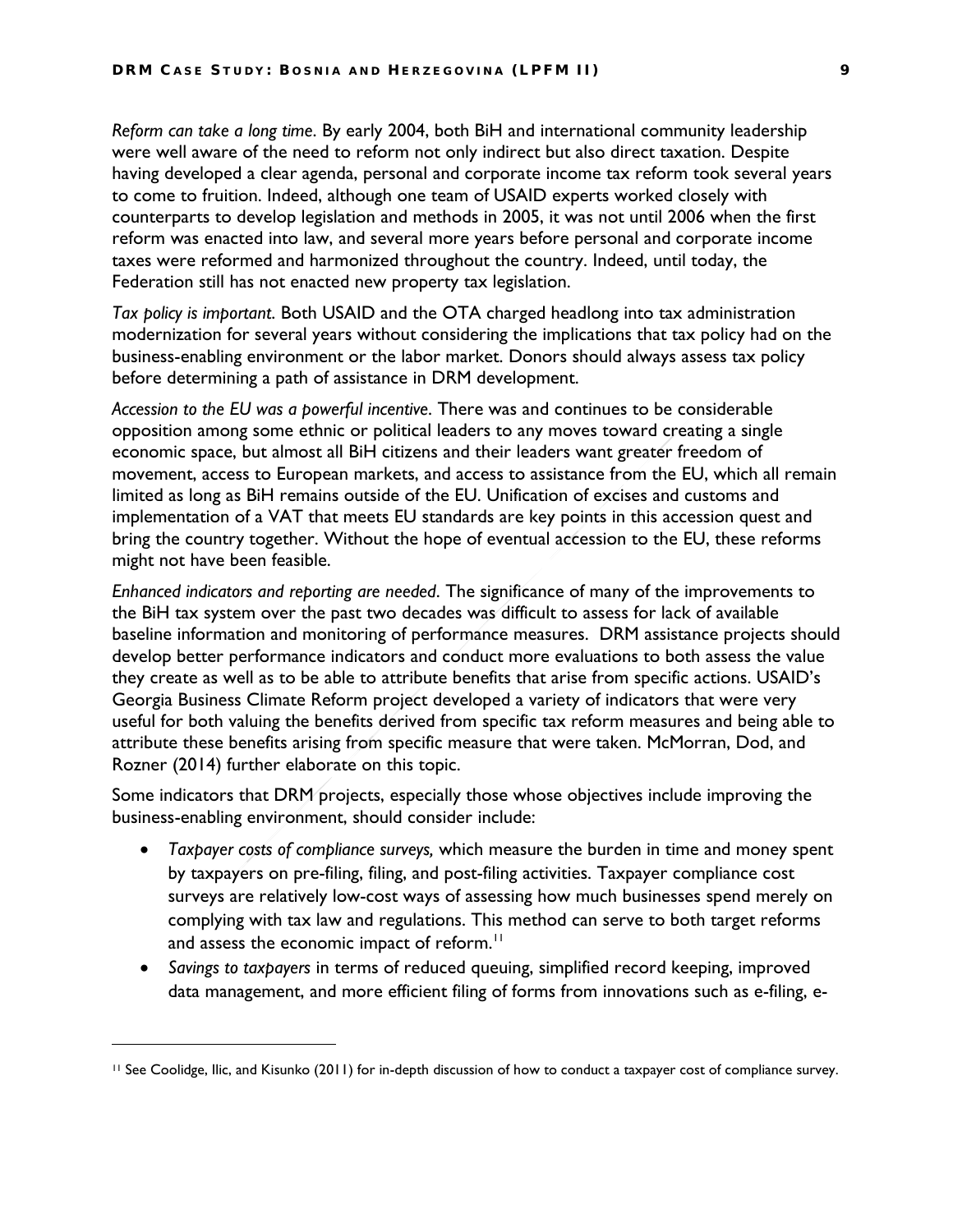*Reform can take a long time*. By early 2004, both BiH and international community leadership were well aware of the need to reform not only indirect but also direct taxation. Despite having developed a clear agenda, personal and corporate income tax reform took several years to come to fruition. Indeed, although one team of USAID experts worked closely with counterparts to develop legislation and methods in 2005, it was not until 2006 when the first reform was enacted into law, and several more years before personal and corporate income taxes were reformed and harmonized throughout the country. Indeed, until today, the Federation still has not enacted new property tax legislation.

*Tax policy is important*. Both USAID and the OTA charged headlong into tax administration modernization for several years without considering the implications that tax policy had on the business-enabling environment or the labor market. Donors should always assess tax policy before determining a path of assistance in DRM development.

*Accession to the EU was a powerful incentive*. There was and continues to be considerable opposition among some ethnic or political leaders to any moves toward creating a single economic space, but almost all BiH citizens and their leaders want greater freedom of movement, access to European markets, and access to assistance from the EU, which all remain limited as long as BiH remains outside of the EU. Unification of excises and customs and implementation of a VAT that meets EU standards are key points in this accession quest and bring the country together. Without the hope of eventual accession to the EU, these reforms might not have been feasible.

*Enhanced indicators and reporting are needed*. The significance of many of the improvements to the BiH tax system over the past two decades was difficult to assess for lack of available baseline information and monitoring of performance measures. DRM assistance projects should develop better performance indicators and conduct more evaluations to both assess the value they create as well as to be able to attribute benefits that arise from specific actions. USAID's Georgia Business Climate Reform project developed a variety of indicators that were very useful for both valuing the benefits derived from specific tax reform measures and being able to attribute these benefits arising from specific measure that were taken. McMorran, Dod, and Rozner (2014) further elaborate on this topic.

Some indicators that DRM projects, especially those whose objectives include improving the business-enabling environment, should consider include:

- *Taxpayer costs of compliance surveys,* which measure the burden in time and money spent by taxpayers on pre-filing, filing, and post-filing activities. Taxpayer compliance cost surveys are relatively low-cost ways of assessing how much businesses spend merely on complying with tax law and regulations. This method can serve to both target reforms and assess the economic impact of reform.[11]
- *Savings to taxpayers* in terms of reduced queuing, simplified record keeping, improved data management, and more efficient filing of forms from innovations such as e-filing, e-

[11] See Coolidge, Ilic, and Kisunko (2011) for in-depth discussion of how to conduct a taxpayer cost of compliance survey.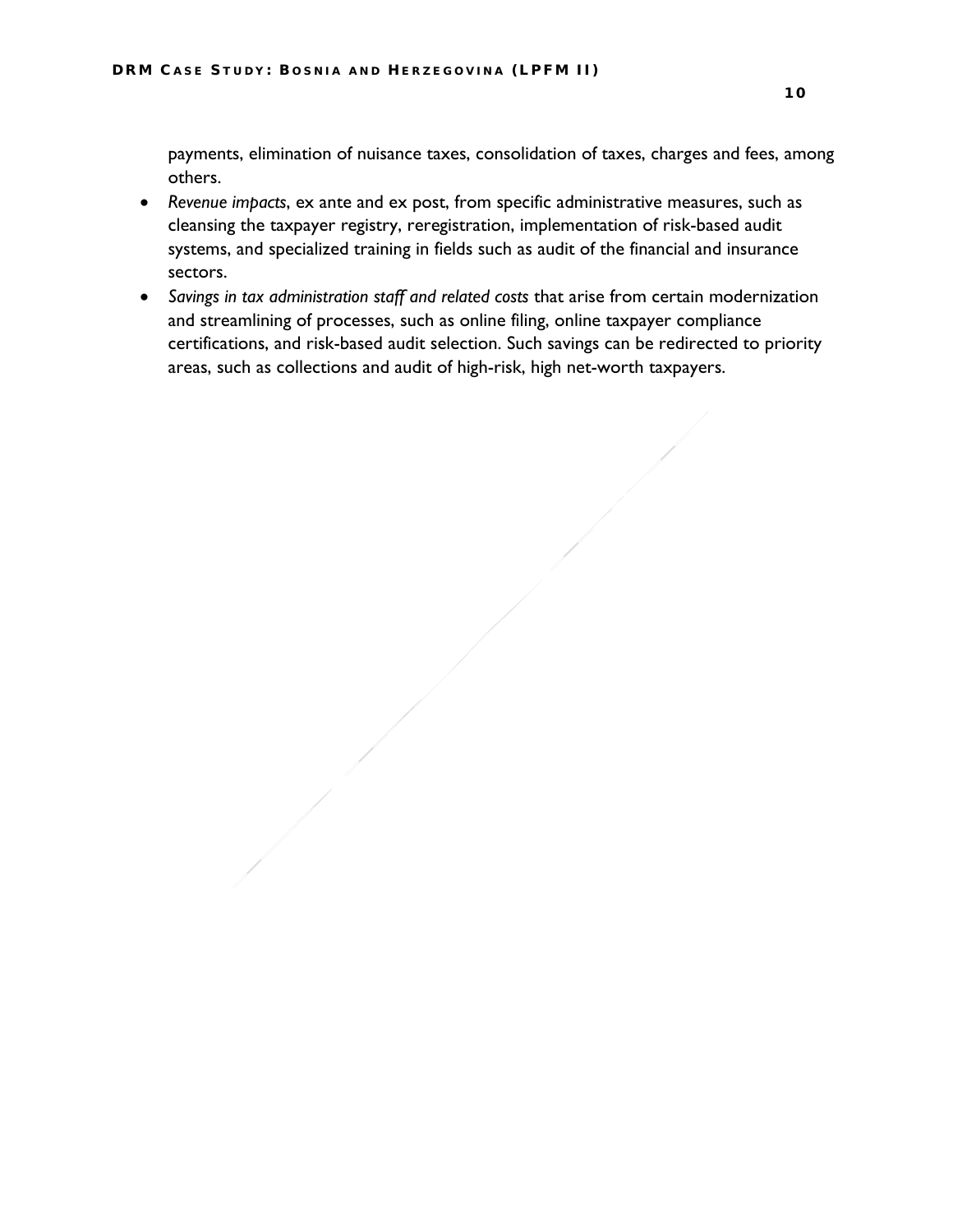payments, elimination of nuisance taxes, consolidation of taxes, charges and fees, among others.

- *Revenue impacts*, ex ante and ex post, from specific administrative measures, such as cleansing the taxpayer registry, reregistration, implementation of risk-based audit systems, and specialized training in fields such as audit of the financial and insurance sectors.
- *Savings in tax administration staff and related costs* that arise from certain modernization and streamlining of processes, such as online filing, online taxpayer compliance certifications, and risk-based audit selection. Such savings can be redirected to priority areas, such as collections and audit of high-risk, high net-worth taxpayers.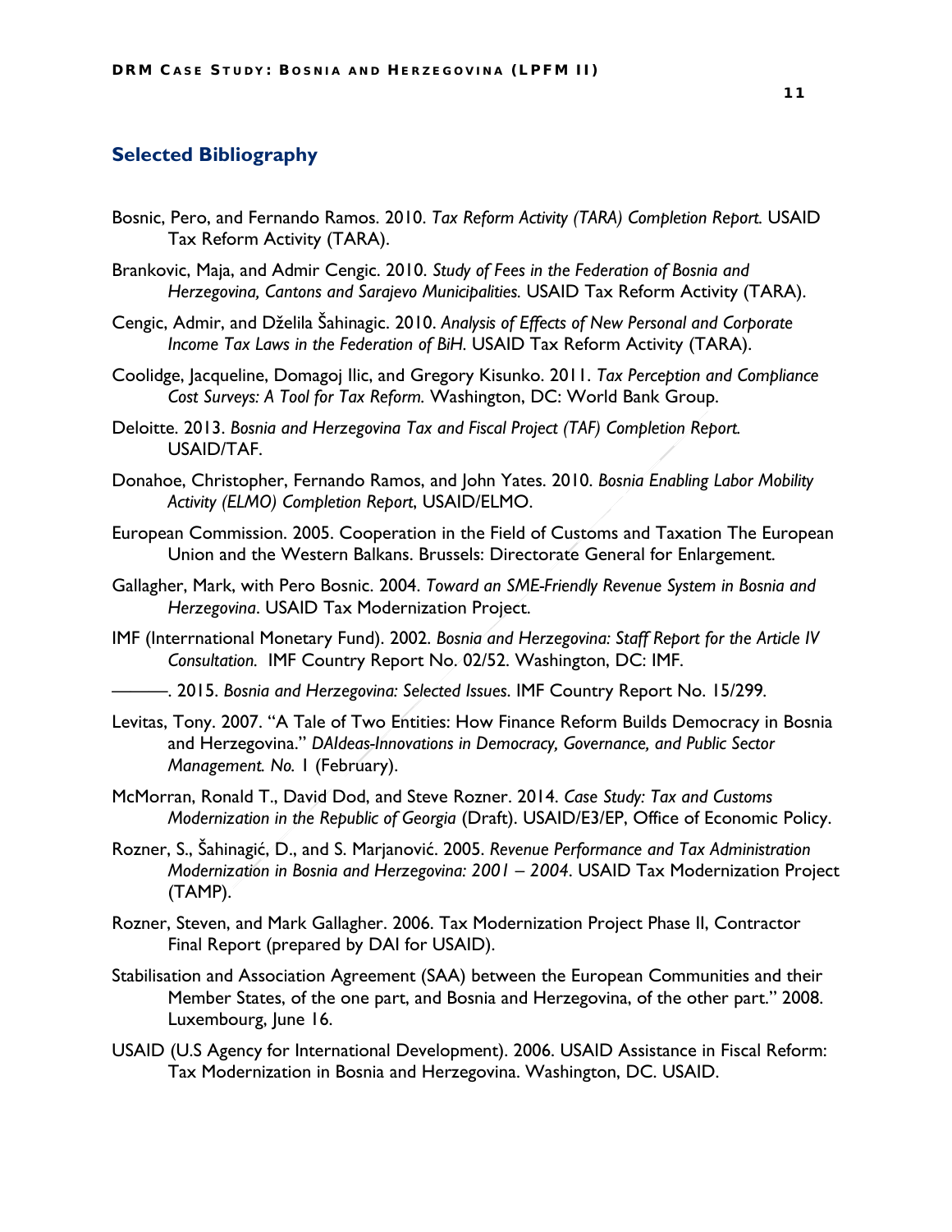## Selected Bibliography

Bosnic, Pero, and Fernando Ramos. 2010. *Tax Reform Activity (TARA) Completion Report.* USAID Tax Reform Activity (TARA).

Brankovic, Maja, and Admir Cengic. 2010. *Study of Fees in the Federation of Bosnia and Herzegovina, Cantons and Sarajevo Municipalities.* USAID Tax Reform Activity (TARA).

Cengic, Admir, and Dželila Šahinagic. 2010. *Analysis of Effects of New Personal and Corporate Income Tax Laws in the Federation of BiH.* USAID Tax Reform Activity (TARA).

Coolidge, Jacqueline, Domagoj Ilic, and Gregory Kisunko. 2011. *Tax Perception and Compliance Cost Surveys: A Tool for Tax Reform.* Washington, DC: World Bank Group.

Deloitte. 2013. *Bosnia and Herzegovina Tax and Fiscal Project (TAF) Completion Report.* USAID/TAF.

Donahoe, Christopher, Fernando Ramos, and John Yates. 2010. *Bosnia Enabling Labor Mobility Activity (ELMO) Completion Report*, USAID/ELMO.

European Commission. 2005. Cooperation in the Field of Customs and Taxation The European Union and the Western Balkans. Brussels: Directorate General for Enlargement.

Gallagher, Mark, with Pero Bosnic. 2004. *Toward an SME-Friendly Revenue System in Bosnia and Herzegovina*. USAID Tax Modernization Project.

IMF (Interrnational Monetary Fund). 2002. *Bosnia and Herzegovina: Staff Report for the Article IV Consultation.* IMF Country Report No. 02/52. Washington, DC: IMF.

———. 2015. *Bosnia and Herzegovina: Selected Issues*. IMF Country Report No. 15/299.

Levitas, Tony. 2007. "A Tale of Two Entities: How Finance Reform Builds Democracy in Bosnia and Herzegovina." *DAIdeas-Innovations in Democracy, Governance, and Public Sector Management. No.* 1 (February).

McMorran, Ronald T., David Dod, and Steve Rozner. 2014. *Case Study: Tax and Customs Modernization in the Republic of Georgia* (Draft). USAID/E3/EP, Office of Economic Policy.

Rozner, S., Šahinagić, D., and S. Marjanović. 2005. *Revenue Performance and Tax Administration Modernization in Bosnia and Herzegovina: 2001 – 2004*. USAID Tax Modernization Project (TAMP).

Rozner, Steven, and Mark Gallagher. 2006. Tax Modernization Project Phase II, Contractor Final Report (prepared by DAI for USAID).

Stabilisation and Association Agreement (SAA) between the European Communities and their Member States, of the one part, and Bosnia and Herzegovina, of the other part." 2008. Luxembourg, June 16.

USAID (U.S Agency for International Development). 2006. USAID Assistance in Fiscal Reform: Tax Modernization in Bosnia and Herzegovina. Washington, DC. USAID.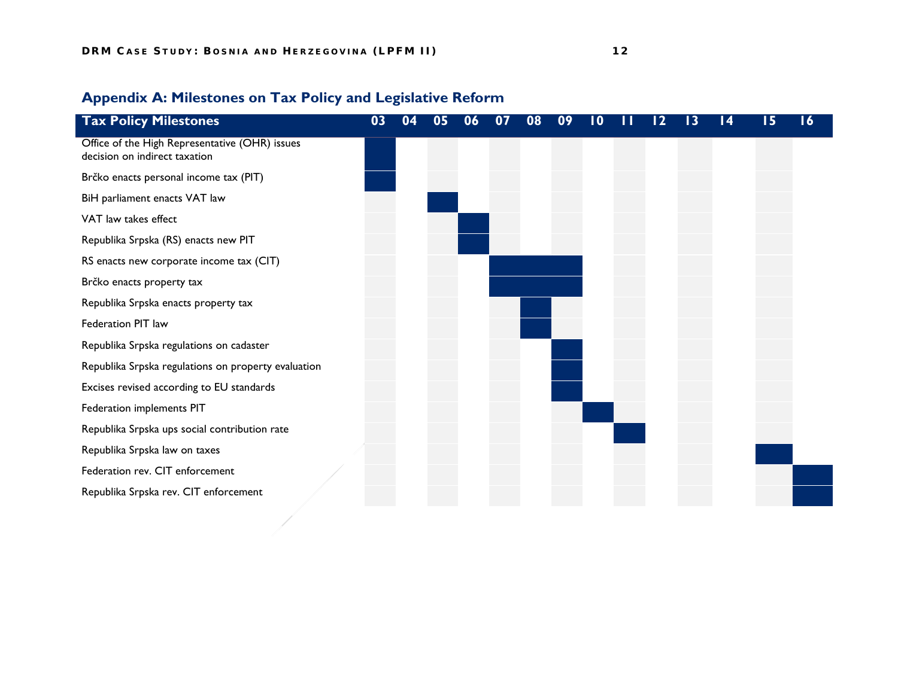## Appendix A: Milestones on Tax Policy and Legislative Reform

| Tax Policy Milestones | 03 | 04 | 05 | 06 | 07 | 08 | 09 | 10 | 11 | 12 | 13 | 14 | 15 | 16 |
|---|---|---|---|---|---|---|---|---|---|---|---|---|---|---|
| Office of the High Representative (OHR) issues decision on indirect taxation | ■ | | | | | | | | | | | | | |
| Brčko enacts personal income tax (PIT) | ■ | | | | | | | | | | | | | |
| BiH parliament enacts VAT law | | | ■ | | | | | | | | | | | |
| VAT law takes effect | | | | ■ | | | | | | | | | | |
| Republika Srpska (RS) enacts new PIT | | | | ■ | | | | | | | | | | |
| RS enacts new corporate income tax (CIT) | | | | | ■ | ■ | ■ | | | | | | | |
| Brčko enacts property tax | | | | | ■ | ■ | ■ | | | | | | | |
| Republika Srpska enacts property tax | | | | | | ■ | | | | | | | | |
| Federation PIT law | | | | | | ■ | | | | | | | | |
| Republika Srpska regulations on cadaster | | | | | | | ■ | | | | | | | |
| Republika Srpska regulations on property evaluation | | | | | | | ■ | | | | | | | |
| Excises revised according to EU standards | | | | | | | ■ | | | | | | | |
| Federation implements PIT | | | | | | | | ■ | | | | | | |
| Republika Srpska ups social contribution rate | | | | | | | | | ■ | | | | | |
| Republika Srpska law on taxes | | | | | | | | | | | | | ■ | |
| Federation rev. CIT enforcement | | | | | | | | | | | | | | ■ |
| Republika Srpska rev. CIT enforcement | | | | | | | | | | | | | | ■ |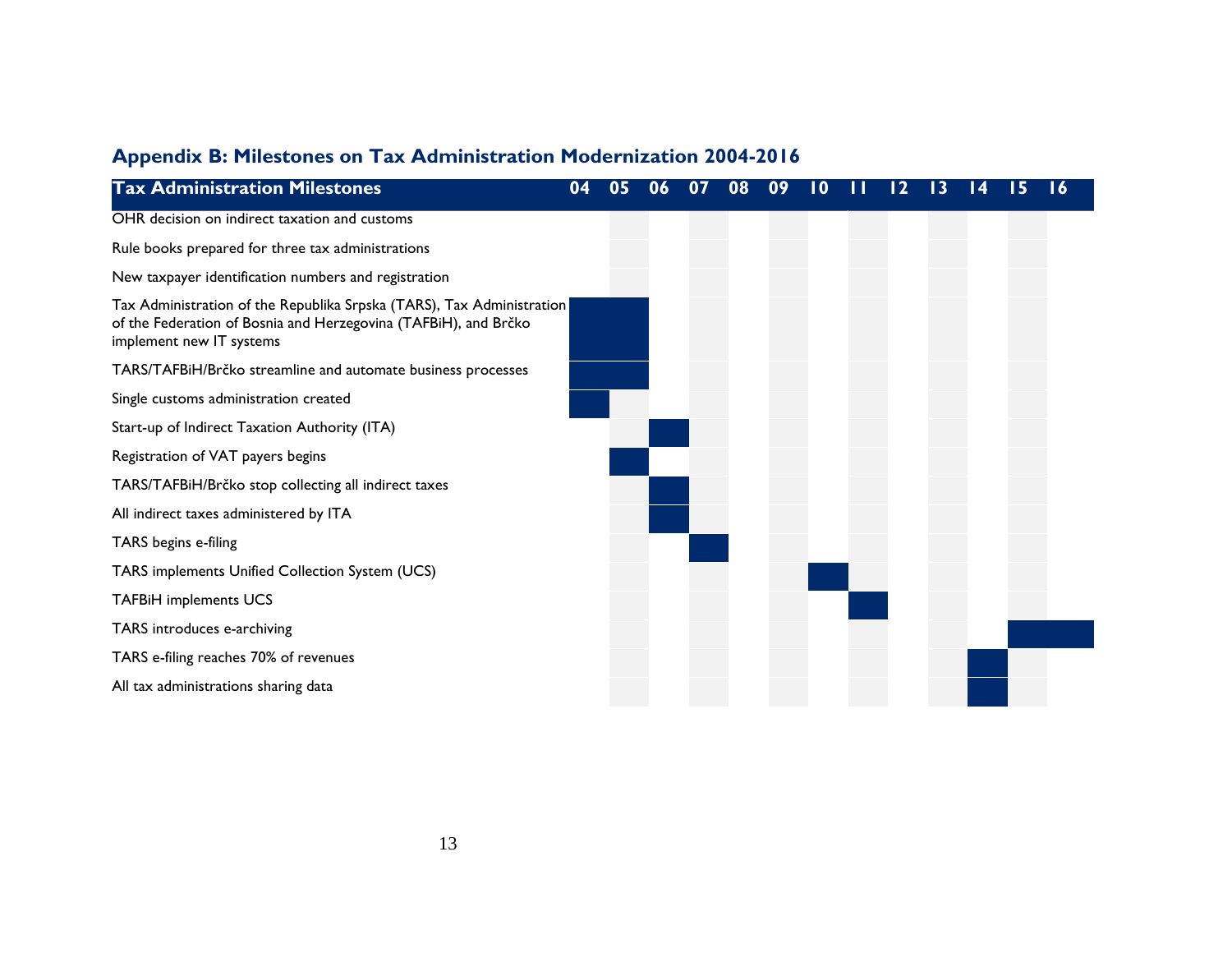## Appendix B: Milestones on Tax Administration Modernization 2004-2016

| Tax Administration Milestones | 04 | 05 | 06 | 07 | 08 | 09 | 10 | 11 | 12 | 13 | 14 | 15 | 16 |
|---|---|---|---|---|---|---|---|---|---|---|---|---|---|
| OHR decision on indirect taxation and customs | | | | | | | | | | | | | |
| Rule books prepared for three tax administrations | | | | | | | | | | | | | |
| New taxpayer identification numbers and registration | | | | | | | | | | | | | |
| Tax Administration of the Republika Srpska (TARS), Tax Administration of the Federation of Bosnia and Herzegovina (TAFBiH), and Brčko implement new IT systems | ■ | ■ | | | | | | | | | | | |
| TARS/TAFBiH/Brčko streamline and automate business processes | ■ | ■ | | | | | | | | | | | |
| Single customs administration created | ■ | | | | | | | | | | | | |
| Start-up of Indirect Taxation Authority (ITA) | | | ■ | | | | | | | | | | |
| Registration of VAT payers begins | | ■ | | | | | | | | | | | |
| TARS/TAFBiH/Brčko stop collecting all indirect taxes | | | ■ | | | | | | | | | | |
| All indirect taxes administered by ITA | | | ■ | | | | | | | | | | |
| TARS begins e-filing | | | | ■ | | | | | | | | | |
| TARS implements Unified Collection System (UCS) | | | | | | | ■ | | | | | | |
| TAFBiH implements UCS | | | | | | | | ■ | | | | | |
| TARS introduces e-archiving | | | | | | | | | | | | ■ | ■ |
| TARS e-filing reaches 70% of revenues | | | | | | | | | | | ■ | | |
| All tax administrations sharing data | | | | | | | | | | | ■ | | |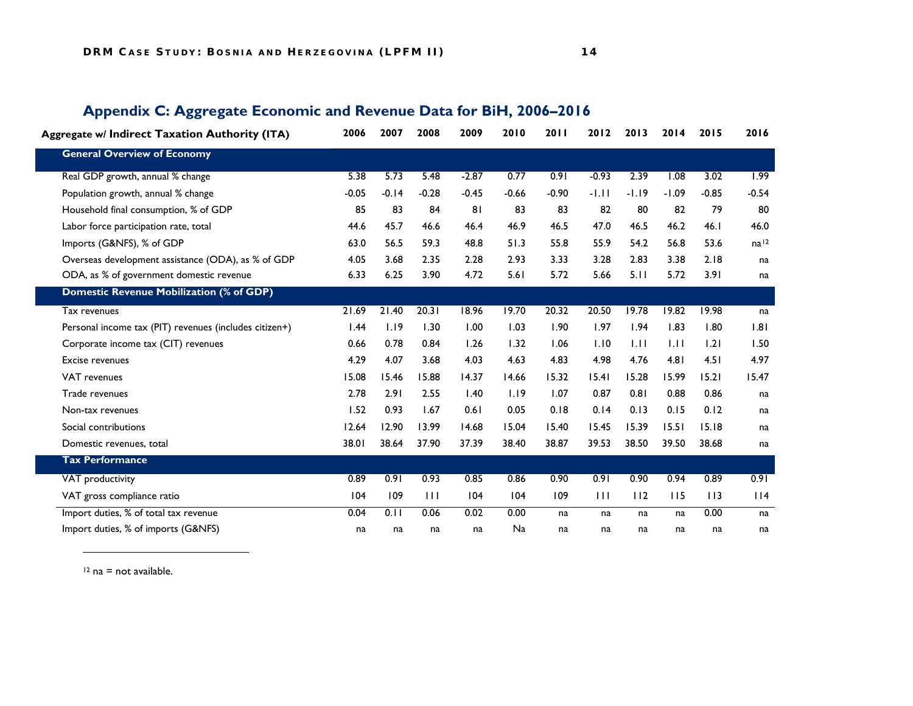## Appendix C: Aggregate Economic and Revenue Data for BiH, 2006–2016

| Aggregate w/ Indirect Taxation Authority (ITA) | 2006 | 2007 | 2008 | 2009 | 2010 | 2011 | 2012 | 2013 | 2014 | 2015 | 2016 |
|---|---|---|---|---|---|---|---|---|---|---|---|
| **General Overview of Economy** | | | | | | | | | | | |
| Real GDP growth, annual % change | 5.38 | 5.73 | 5.48 | -2.87 | 0.77 | 0.91 | -0.93 | 2.39 | 1.08 | 3.02 | 1.99 |
| Population growth, annual % change | -0.05 | -0.14 | -0.28 | -0.45 | -0.66 | -0.90 | -1.11 | -1.19 | -1.09 | -0.85 | -0.54 |
| Household final consumption, % of GDP | 85 | 83 | 84 | 81 | 83 | 83 | 82 | 80 | 82 | 79 | 80 |
| Labor force participation rate, total | 44.6 | 45.7 | 46.6 | 46.4 | 46.9 | 46.5 | 47.0 | 46.5 | 46.2 | 46.1 | 46.0 |
| Imports (G&NFS), % of GDP | 63.0 | 56.5 | 59.3 | 48.8 | 51.3 | 55.8 | 55.9 | 54.2 | 56.8 | 53.6 | na[12] |
| Overseas development assistance (ODA), as % of GDP | 4.05 | 3.68 | 2.35 | 2.28 | 2.93 | 3.33 | 3.28 | 2.83 | 3.38 | 2.18 | na |
| ODA, as % of government domestic revenue | 6.33 | 6.25 | 3.90 | 4.72 | 5.61 | 5.72 | 5.66 | 5.11 | 5.72 | 3.91 | na |
| **Domestic Revenue Mobilization (% of GDP)** | | | | | | | | | | | |
| Tax revenues | 21.69 | 21.40 | 20.31 | 18.96 | 19.70 | 20.32 | 20.50 | 19.78 | 19.82 | 19.98 | na |
| Personal income tax (PIT) revenues (includes citizen+) | 1.44 | 1.19 | 1.30 | 1.00 | 1.03 | 1.90 | 1.97 | 1.94 | 1.83 | 1.80 | 1.81 |
| Corporate income tax (CIT) revenues | 0.66 | 0.78 | 0.84 | 1.26 | 1.32 | 1.06 | 1.10 | 1.11 | 1.11 | 1.21 | 1.50 |
| Excise revenues | 4.29 | 4.07 | 3.68 | 4.03 | 4.63 | 4.83 | 4.98 | 4.76 | 4.81 | 4.51 | 4.97 |
| VAT revenues | 15.08 | 15.46 | 15.88 | 14.37 | 14.66 | 15.32 | 15.41 | 15.28 | 15.99 | 15.21 | 15.47 |
| Trade revenues | 2.78 | 2.91 | 2.55 | 1.40 | 1.19 | 1.07 | 0.87 | 0.81 | 0.88 | 0.86 | na |
| Non-tax revenues | 1.52 | 0.93 | 1.67 | 0.61 | 0.05 | 0.18 | 0.14 | 0.13 | 0.15 | 0.12 | na |
| Social contributions | 12.64 | 12.90 | 13.99 | 14.68 | 15.04 | 15.40 | 15.45 | 15.39 | 15.51 | 15.18 | na |
| Domestic revenues, total | 38.01 | 38.64 | 37.90 | 37.39 | 38.40 | 38.87 | 39.53 | 38.50 | 39.50 | 38.68 | na |
| **Tax Performance** | | | | | | | | | | | |
| VAT productivity | 0.89 | 0.91 | 0.93 | 0.85 | 0.86 | 0.90 | 0.91 | 0.90 | 0.94 | 0.89 | 0.91 |
| VAT gross compliance ratio | 104 | 109 | 111 | 104 | 104 | 109 | 111 | 112 | 115 | 113 | 114 |
| Import duties, % of total tax revenue | 0.04 | 0.11 | 0.06 | 0.02 | 0.00 | na | na | na | na | 0.00 | na |
| Import duties, % of imports (G&NFS) | na | na | na | na | Na | na | na | na | na | na | na |

[12] na = not available.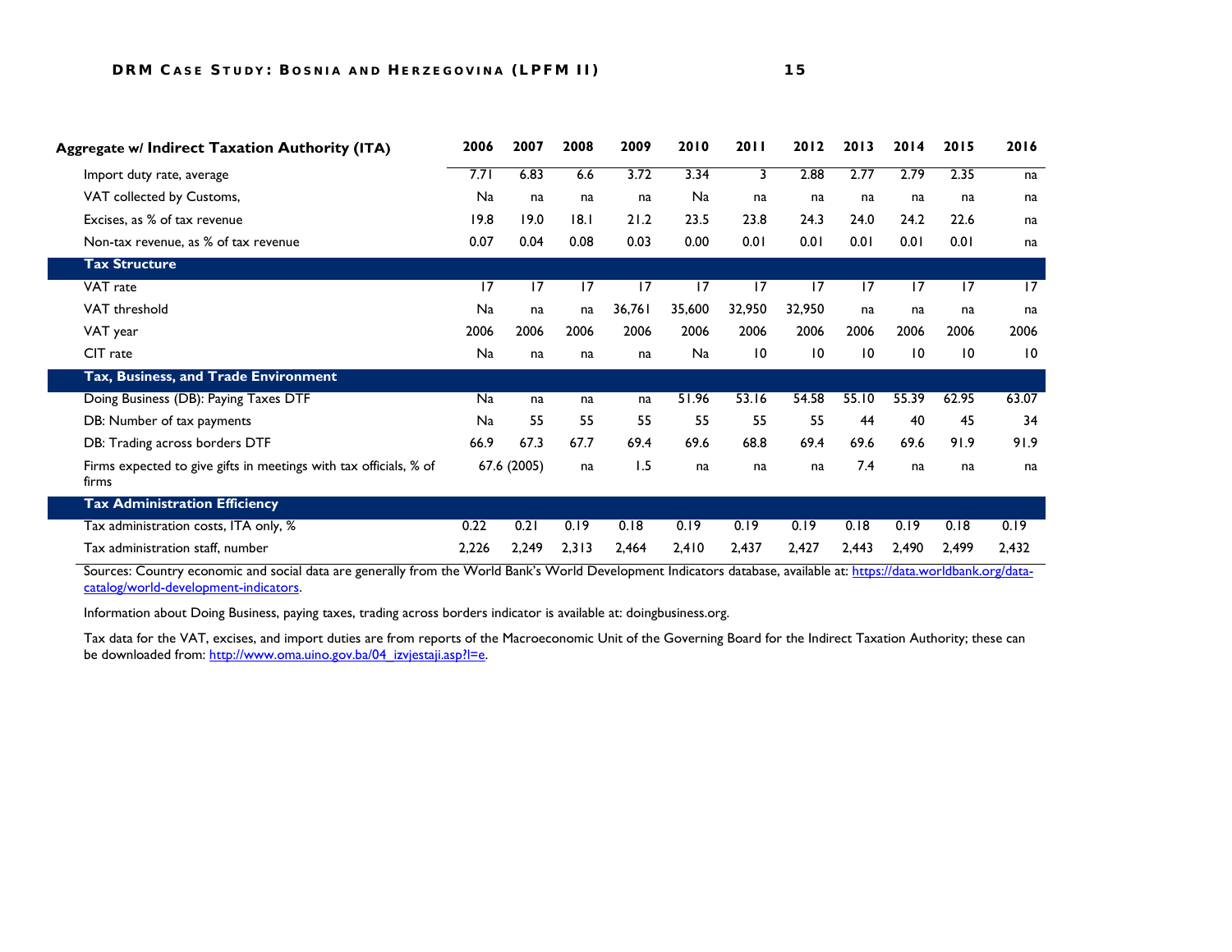| Aggregate w/ Indirect Taxation Authority (ITA) | 2006 | 2007 | 2008 | 2009 | 2010 | 2011 | 2012 | 2013 | 2014 | 2015 | 2016 |
|---|---|---|---|---|---|---|---|---|---|---|---|
| Import duty rate, average | 7.71 | 6.83 | 6.6 | 3.72 | 3.34 | 3 | 2.88 | 2.77 | 2.79 | 2.35 | na |
| VAT collected by Customs, | Na | na | na | na | Na | na | na | na | na | na | na |
| Excises, as % of tax revenue | 19.8 | 19.0 | 18.1 | 21.2 | 23.5 | 23.8 | 24.3 | 24.0 | 24.2 | 22.6 | na |
| Non-tax revenue, as % of tax revenue | 0.07 | 0.04 | 0.08 | 0.03 | 0.00 | 0.01 | 0.01 | 0.01 | 0.01 | 0.01 | na |
| **Tax Structure** | | | | | | | | | | | |
| VAT rate | 17 | 17 | 17 | 17 | 17 | 17 | 17 | 17 | 17 | 17 | 17 |
| VAT threshold | Na | na | na | 36,761 | 35,600 | 32,950 | 32,950 | na | na | na | na |
| VAT year | 2006 | 2006 | 2006 | 2006 | 2006 | 2006 | 2006 | 2006 | 2006 | 2006 | 2006 |
| CIT rate | Na | na | na | na | Na | 10 | 10 | 10 | 10 | 10 | 10 |
| **Tax, Business, and Trade Environment** | | | | | | | | | | | |
| Doing Business (DB): Paying Taxes DTF | Na | na | na | na | 51.96 | 53.16 | 54.58 | 55.10 | 55.39 | 62.95 | 63.07 |
| DB: Number of tax payments | Na | 55 | 55 | 55 | 55 | 55 | 55 | 44 | 40 | 45 | 34 |
| DB: Trading across borders DTF | 66.9 | 67.3 | 67.7 | 69.4 | 69.6 | 68.8 | 69.4 | 69.6 | 69.6 | 91.9 | 91.9 |
| Firms expected to give gifts in meetings with tax officials, % of firms | 67.6 (2005) | | na | 1.5 | na | na | na | 7.4 | na | na | na |
| **Tax Administration Efficiency** | | | | | | | | | | | |
| Tax administration costs, ITA only, % | 0.22 | 0.21 | 0.19 | 0.18 | 0.19 | 0.19 | 0.19 | 0.18 | 0.19 | 0.18 | 0.19 |
| Tax administration staff, number | 2,226 | 2,249 | 2,313 | 2,464 | 2,410 | 2,437 | 2,427 | 2,443 | 2,490 | 2,499 | 2,432 |

Sources: Country economic and social data are generally from the World Bank's World Development Indicators database, available at: https://data.worldbank.org/data-catalog/world-development-indicators.

Information about Doing Business, paying taxes, trading across borders indicator is available at: doingbusiness.org.

Tax data for the VAT, excises, and import duties are from reports of the Macroeconomic Unit of the Governing Board for the Indirect Taxation Authority; these can be downloaded from: http://www.oma.uino.gov.ba/04_izvjestaji.asp?l=e.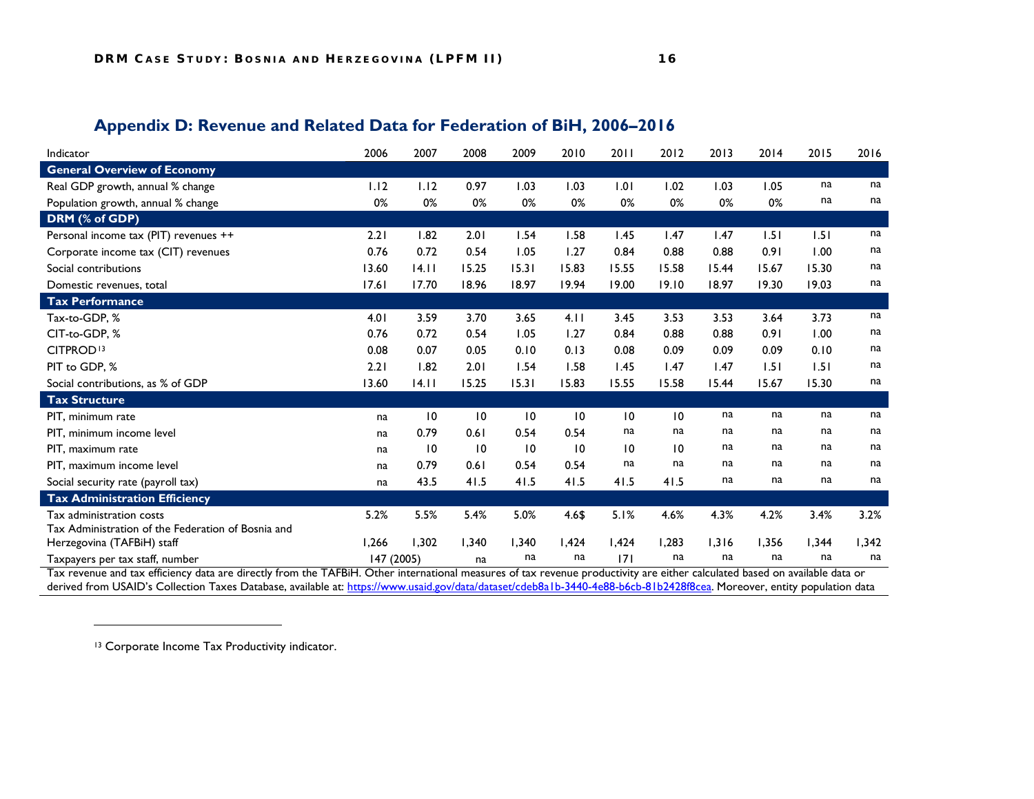## Appendix D: Revenue and Related Data for Federation of BiH, 2006–2016

| Indicator | 2006 | 2007 | 2008 | 2009 | 2010 | 2011 | 2012 | 2013 | 2014 | 2015 | 2016 |
|---|---|---|---|---|---|---|---|---|---|---|---|
| **General Overview of Economy** | | | | | | | | | | | |
| Real GDP growth, annual % change | 1.12 | 1.12 | 0.97 | 1.03 | 1.03 | 1.01 | 1.02 | 1.03 | 1.05 | na | na |
| Population growth, annual % change | 0% | 0% | 0% | 0% | 0% | 0% | 0% | 0% | 0% | na | na |
| **DRM (% of GDP)** | | | | | | | | | | | |
| Personal income tax (PIT) revenues ++ | 2.21 | 1.82 | 2.01 | 1.54 | 1.58 | 1.45 | 1.47 | 1.47 | 1.51 | 1.51 | na |
| Corporate income tax (CIT) revenues | 0.76 | 0.72 | 0.54 | 1.05 | 1.27 | 0.84 | 0.88 | 0.88 | 0.91 | 1.00 | na |
| Social contributions | 13.60 | 14.11 | 15.25 | 15.31 | 15.83 | 15.55 | 15.58 | 15.44 | 15.67 | 15.30 | na |
| Domestic revenues, total | 17.61 | 17.70 | 18.96 | 18.97 | 19.94 | 19.00 | 19.10 | 18.97 | 19.30 | 19.03 | na |
| **Tax Performance** | | | | | | | | | | | |
| Tax-to-GDP, % | 4.01 | 3.59 | 3.70 | 3.65 | 4.11 | 3.45 | 3.53 | 3.53 | 3.64 | 3.73 | na |
| CIT-to-GDP, % | 0.76 | 0.72 | 0.54 | 1.05 | 1.27 | 0.84 | 0.88 | 0.88 | 0.91 | 1.00 | na |
| CITPROD[13] | 0.08 | 0.07 | 0.05 | 0.10 | 0.13 | 0.08 | 0.09 | 0.09 | 0.09 | 0.10 | na |
| PIT to GDP, % | 2.21 | 1.82 | 2.01 | 1.54 | 1.58 | 1.45 | 1.47 | 1.47 | 1.51 | 1.51 | na |
| Social contributions, as % of GDP | 13.60 | 14.11 | 15.25 | 15.31 | 15.83 | 15.55 | 15.58 | 15.44 | 15.67 | 15.30 | na |
| **Tax Structure** | | | | | | | | | | | |
| PIT, minimum rate | na | 10 | 10 | 10 | 10 | 10 | 10 | na | na | na | na |
| PIT, minimum income level | na | 0.79 | 0.61 | 0.54 | 0.54 | na | na | na | na | na | na |
| PIT, maximum rate | na | 10 | 10 | 10 | 10 | 10 | 10 | na | na | na | na |
| PIT, maximum income level | na | 0.79 | 0.61 | 0.54 | 0.54 | na | na | na | na | na | na |
| Social security rate (payroll tax) | na | 43.5 | 41.5 | 41.5 | 41.5 | 41.5 | 41.5 | na | na | na | na |
| **Tax Administration Efficiency** | | | | | | | | | | | |
| Tax administration costs | 5.2% | 5.5% | 5.4% | 5.0% | 4.6$ | 5.1% | 4.6% | 4.3% | 4.2% | 3.4% | 3.2% |
| Tax Administration of the Federation of Bosnia and Herzegovina (TAFBiH) staff | 1,266 | 1,302 | 1,340 | 1,340 | 1,424 | 1,424 | 1,283 | 1,316 | 1,356 | 1,344 | 1,342 |
| Taxpayers per tax staff, number | 147 (2005) | | na | na | na | 171 | na | na | na | na | na |

Tax revenue and tax efficiency data are directly from the TAFBiH. Other international measures of tax revenue productivity are either calculated based on available data or derived from USAID's Collection Taxes Database, available at: https://www.usaid.gov/data/dataset/cdeb8a1b-3440-4e88-b6cb-81b2428f8cea. Moreover, entity population data

[13] Corporate Income Tax Productivity indicator.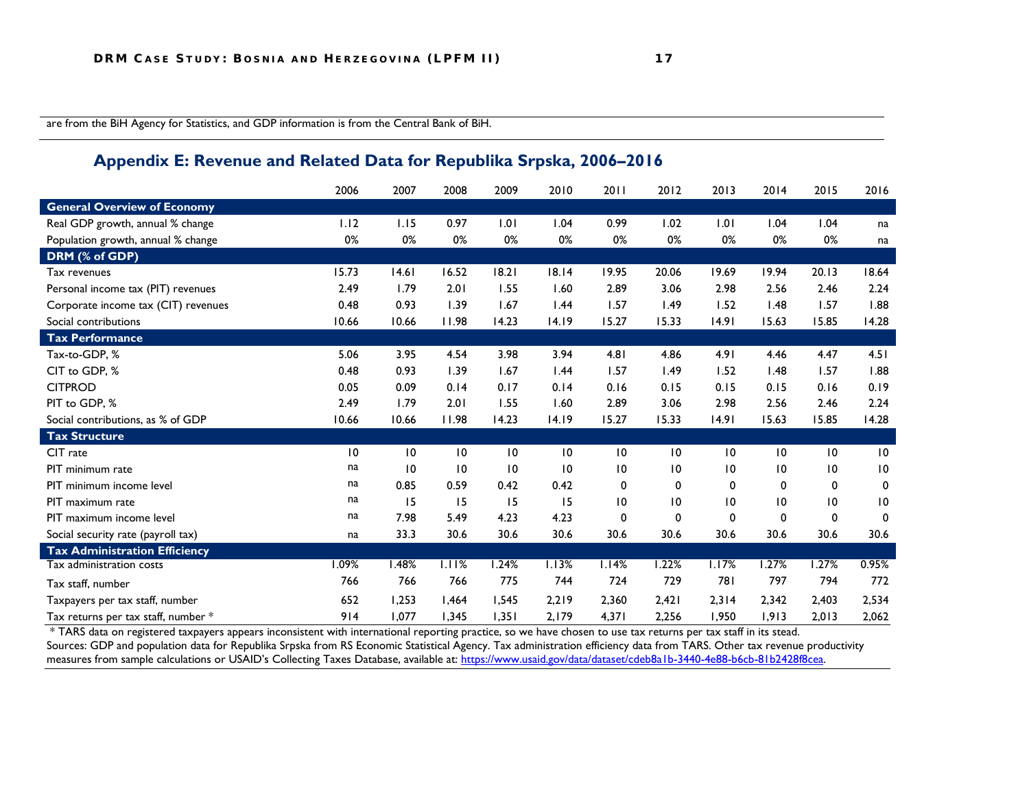are from the BiH Agency for Statistics, and GDP information is from the Central Bank of BiH.

## Appendix E: Revenue and Related Data for Republika Srpska, 2006–2016

| | 2006 | 2007 | 2008 | 2009 | 2010 | 2011 | 2012 | 2013 | 2014 | 2015 | 2016 |
|---|---|---|---|---|---|---|---|---|---|---|---|
| **General Overview of Economy** | | | | | | | | | | | |
| Real GDP growth, annual % change | 1.12 | 1.15 | 0.97 | 1.01 | 1.04 | 0.99 | 1.02 | 1.01 | 1.04 | 1.04 | na |
| Population growth, annual % change | 0% | 0% | 0% | 0% | 0% | 0% | 0% | 0% | 0% | 0% | na |
| **DRM (% of GDP)** | | | | | | | | | | | |
| Tax revenues | 15.73 | 14.61 | 16.52 | 18.21 | 18.14 | 19.95 | 20.06 | 19.69 | 19.94 | 20.13 | 18.64 |
| Personal income tax (PIT) revenues | 2.49 | 1.79 | 2.01 | 1.55 | 1.60 | 2.89 | 3.06 | 2.98 | 2.56 | 2.46 | 2.24 |
| Corporate income tax (CIT) revenues | 0.48 | 0.93 | 1.39 | 1.67 | 1.44 | 1.57 | 1.49 | 1.52 | 1.48 | 1.57 | 1.88 |
| Social contributions | 10.66 | 10.66 | 11.98 | 14.23 | 14.19 | 15.27 | 15.33 | 14.91 | 15.63 | 15.85 | 14.28 |
| **Tax Performance** | | | | | | | | | | | |
| Tax-to-GDP, % | 5.06 | 3.95 | 4.54 | 3.98 | 3.94 | 4.81 | 4.86 | 4.91 | 4.46 | 4.47 | 4.51 |
| CIT to GDP, % | 0.48 | 0.93 | 1.39 | 1.67 | 1.44 | 1.57 | 1.49 | 1.52 | 1.48 | 1.57 | 1.88 |
| CITPROD | 0.05 | 0.09 | 0.14 | 0.17 | 0.14 | 0.16 | 0.15 | 0.15 | 0.15 | 0.16 | 0.19 |
| PIT to GDP, % | 2.49 | 1.79 | 2.01 | 1.55 | 1.60 | 2.89 | 3.06 | 2.98 | 2.56 | 2.46 | 2.24 |
| Social contributions, as % of GDP | 10.66 | 10.66 | 11.98 | 14.23 | 14.19 | 15.27 | 15.33 | 14.91 | 15.63 | 15.85 | 14.28 |
| **Tax Structure** | | | | | | | | | | | |
| CIT rate | 10 | 10 | 10 | 10 | 10 | 10 | 10 | 10 | 10 | 10 | 10 |
| PIT minimum rate | na | 10 | 10 | 10 | 10 | 10 | 10 | 10 | 10 | 10 | 10 |
| PIT minimum income level | na | 0.85 | 0.59 | 0.42 | 0.42 | 0 | 0 | 0 | 0 | 0 | 0 |
| PIT maximum rate | na | 15 | 15 | 15 | 15 | 10 | 10 | 10 | 10 | 10 | 10 |
| PIT maximum income level | na | 7.98 | 5.49 | 4.23 | 4.23 | 0 | 0 | 0 | 0 | 0 | 0 |
| Social security rate (payroll tax) | na | 33.3 | 30.6 | 30.6 | 30.6 | 30.6 | 30.6 | 30.6 | 30.6 | 30.6 | 30.6 |
| **Tax Administration Efficiency** | | | | | | | | | | | |
| Tax administration costs | 1.09% | 1.48% | 1.11% | 1.24% | 1.13% | 1.14% | 1.22% | 1.17% | 1.27% | 1.27% | 0.95% |
| Tax staff, number | 766 | 766 | 766 | 775 | 744 | 724 | 729 | 781 | 797 | 794 | 772 |
| Taxpayers per tax staff, number | 652 | 1,253 | 1,464 | 1,545 | 2,219 | 2,360 | 2,421 | 2,314 | 2,342 | 2,403 | 2,534 |
| Tax returns per tax staff, number * | 914 | 1,077 | 1,345 | 1,351 | 2,179 | 4,371 | 2,256 | 1,950 | 1,913 | 2,013 | 2,062 |

* TARS data on registered taxpayers appears inconsistent with international reporting practice, so we have chosen to use tax returns per tax staff in its stead.

Sources: GDP and population data for Republika Srpska from RS Economic Statistical Agency. Tax administration efficiency data from TARS. Other tax revenue productivity measures from sample calculations or USAID's Collecting Taxes Database, available at: https://www.usaid.gov/data/dataset/cdeb8a1b-3440-4e88-b6cb-81b2428f8cea.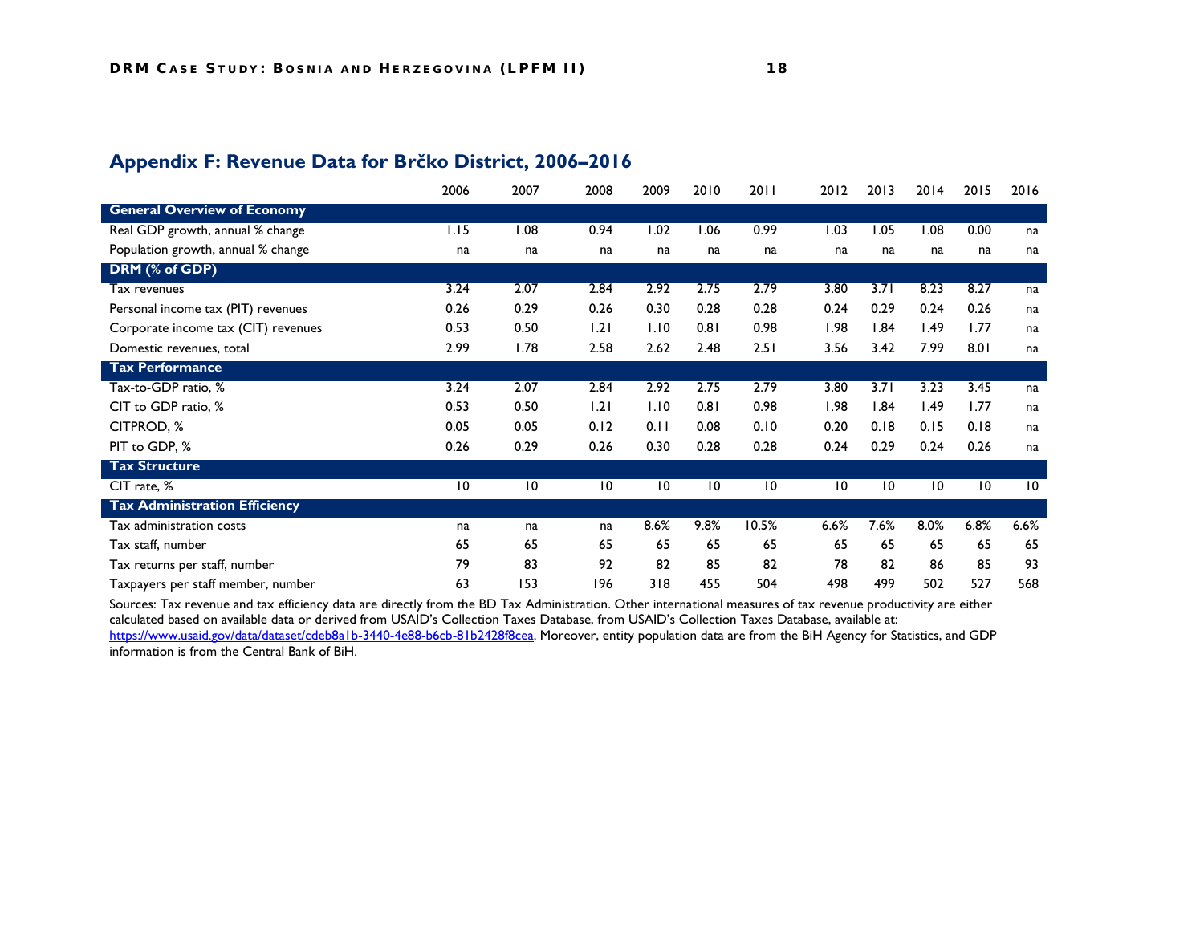## Appendix F: Revenue Data for Brčko District, 2006–2016

| | 2006 | 2007 | 2008 | 2009 | 2010 | 2011 | 2012 | 2013 | 2014 | 2015 | 2016 |
|---|---|---|---|---|---|---|---|---|---|---|---|
| **General Overview of Economy** | | | | | | | | | | | |
| Real GDP growth, annual % change | 1.15 | 1.08 | 0.94 | 1.02 | 1.06 | 0.99 | 1.03 | 1.05 | 1.08 | 0.00 | na |
| Population growth, annual % change | na | na | na | na | na | na | na | na | na | na | na |
| **DRM (% of GDP)** | | | | | | | | | | | |
| Tax revenues | 3.24 | 2.07 | 2.84 | 2.92 | 2.75 | 2.79 | 3.80 | 3.71 | 8.23 | 8.27 | na |
| Personal income tax (PIT) revenues | 0.26 | 0.29 | 0.26 | 0.30 | 0.28 | 0.28 | 0.24 | 0.29 | 0.24 | 0.26 | na |
| Corporate income tax (CIT) revenues | 0.53 | 0.50 | 1.21 | 1.10 | 0.81 | 0.98 | 1.98 | 1.84 | 1.49 | 1.77 | na |
| Domestic revenues, total | 2.99 | 1.78 | 2.58 | 2.62 | 2.48 | 2.51 | 3.56 | 3.42 | 7.99 | 8.01 | na |
| **Tax Performance** | | | | | | | | | | | |
| Tax-to-GDP ratio, % | 3.24 | 2.07 | 2.84 | 2.92 | 2.75 | 2.79 | 3.80 | 3.71 | 3.23 | 3.45 | na |
| CIT to GDP ratio, % | 0.53 | 0.50 | 1.21 | 1.10 | 0.81 | 0.98 | 1.98 | 1.84 | 1.49 | 1.77 | na |
| CITPROD, % | 0.05 | 0.05 | 0.12 | 0.11 | 0.08 | 0.10 | 0.20 | 0.18 | 0.15 | 0.18 | na |
| PIT to GDP, % | 0.26 | 0.29 | 0.26 | 0.30 | 0.28 | 0.28 | 0.24 | 0.29 | 0.24 | 0.26 | na |
| **Tax Structure** | | | | | | | | | | | |
| CIT rate, % | 10 | 10 | 10 | 10 | 10 | 10 | 10 | 10 | 10 | 10 | 10 |
| **Tax Administration Efficiency** | | | | | | | | | | | |
| Tax administration costs | na | na | na | 8.6% | 9.8% | 10.5% | 6.6% | 7.6% | 8.0% | 6.8% | 6.6% |
| Tax staff, number | 65 | 65 | 65 | 65 | 65 | 65 | 65 | 65 | 65 | 65 | 65 |
| Tax returns per staff, number | 79 | 83 | 92 | 82 | 85 | 82 | 78 | 82 | 86 | 85 | 93 |
| Taxpayers per staff member, number | 63 | 153 | 196 | 318 | 455 | 504 | 498 | 499 | 502 | 527 | 568 |

Sources: Tax revenue and tax efficiency data are directly from the BD Tax Administration. Other international measures of tax revenue productivity are either calculated based on available data or derived from USAID's Collection Taxes Database, from USAID's Collection Taxes Database, available at: https://www.usaid.gov/data/dataset/cdeb8a1b-3440-4e88-b6cb-81b2428f8cea. Moreover, entity population data are from the BiH Agency for Statistics, and GDP information is from the Central Bank of BiH.